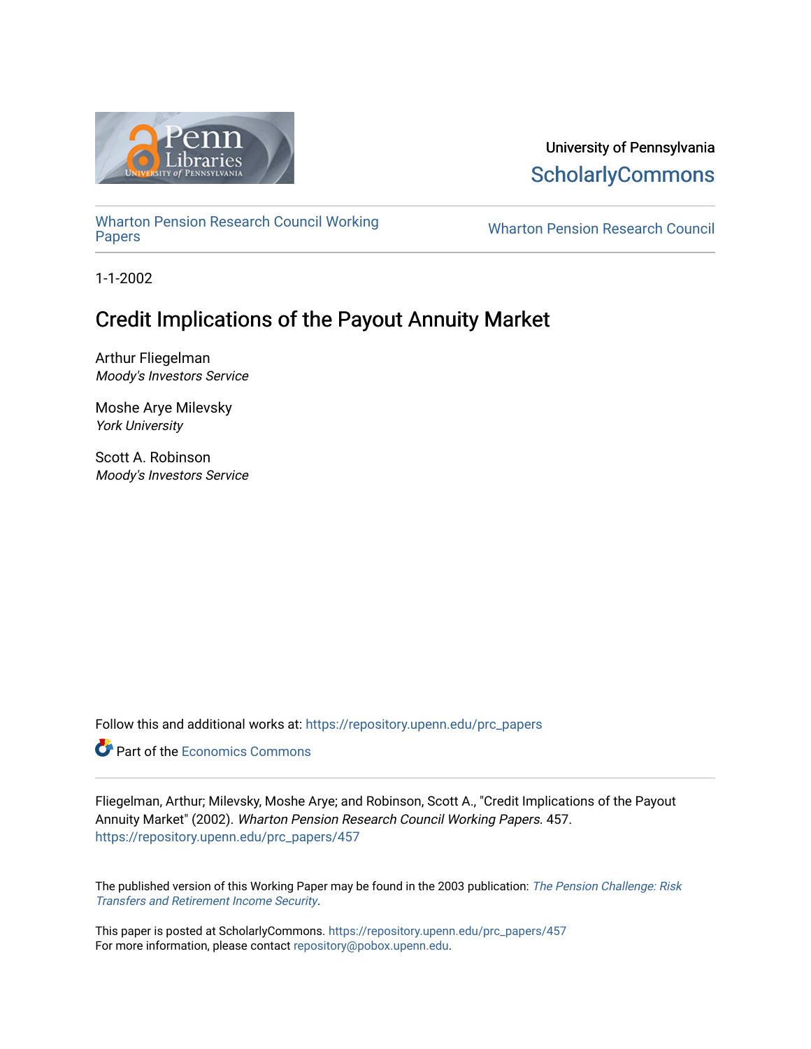University of Pennsylvania
ScholarlyCommons

Wharton Pension Research Council Working Papers

Wharton Pension Research Council

1-1-2002

# Credit Implications of the Payout Annuity Market

Arthur Fliegelman
*Moody's Investors Service*

Moshe Arye Milevsky
*York University*

Scott A. Robinson
*Moody's Investors Service*

Follow this and additional works at: https://repository.upenn.edu/prc_papers

Part of the Economics Commons

Fliegelman, Arthur; Milevsky, Moshe Arye; and Robinson, Scott A., "Credit Implications of the Payout Annuity Market" (2002). *Wharton Pension Research Council Working Papers*. 457.
https://repository.upenn.edu/prc_papers/457

The published version of this Working Paper may be found in the 2003 publication: *The Pension Challenge: Risk Transfers and Retirement Income Security*.

This paper is posted at ScholarlyCommons. https://repository.upenn.edu/prc_papers/457
For more information, please contact repository@pobox.upenn.edu.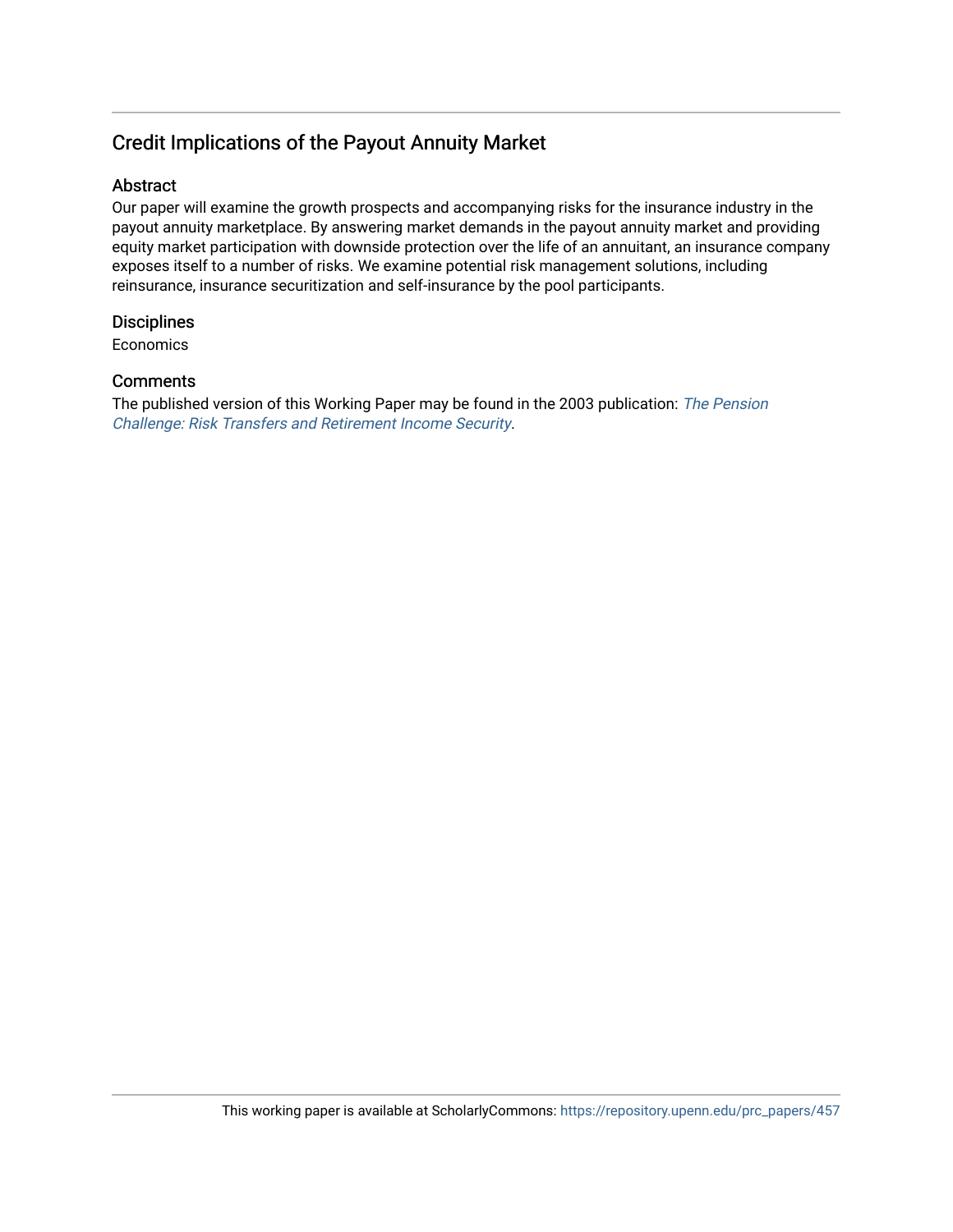# Credit Implications of the Payout Annuity Market

## Abstract

Our paper will examine the growth prospects and accompanying risks for the insurance industry in the payout annuity marketplace. By answering market demands in the payout annuity market and providing equity market participation with downside protection over the life of an annuitant, an insurance company exposes itself to a number of risks. We examine potential risk management solutions, including reinsurance, insurance securitization and self-insurance by the pool participants.

## Disciplines

Economics

## Comments

The published version of this Working Paper may be found in the 2003 publication: *The Pension Challenge: Risk Transfers and Retirement Income Security*.

This working paper is available at ScholarlyCommons: https://repository.upenn.edu/prc_papers/457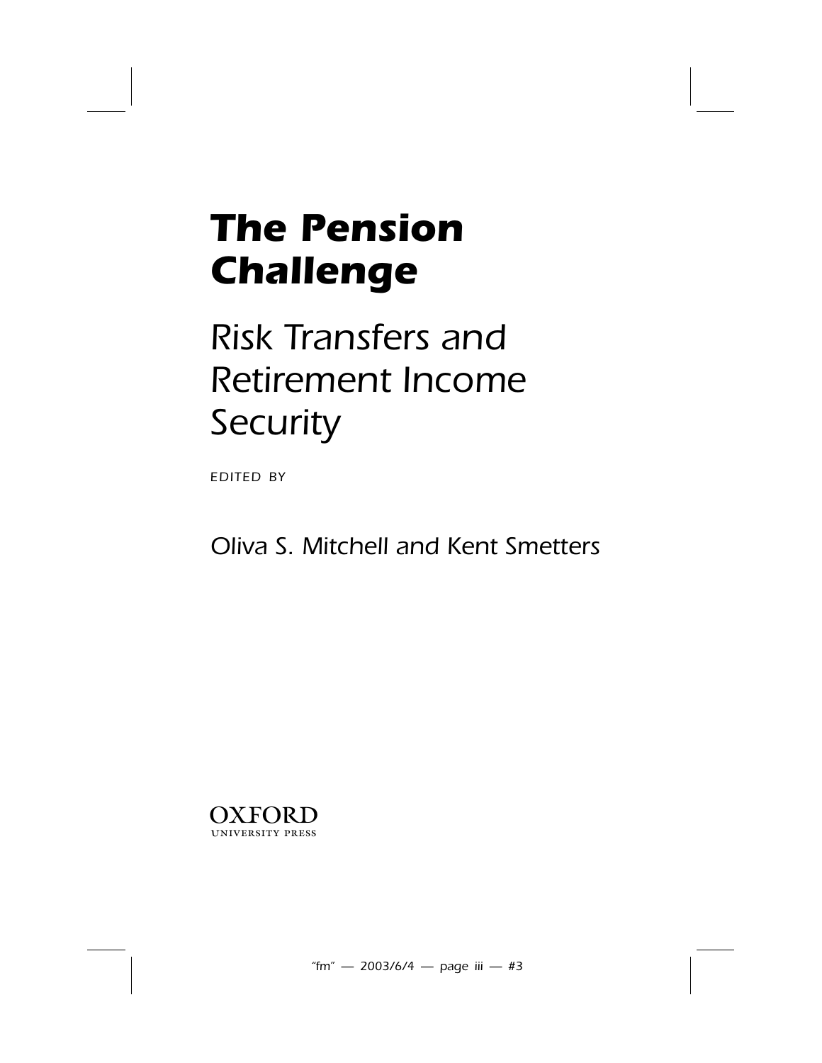# The Pension Challenge

## Risk Transfers and Retirement Income Security

EDITED BY

Oliva S. Mitchell and Kent Smetters

OXFORD
UNIVERSITY PRESS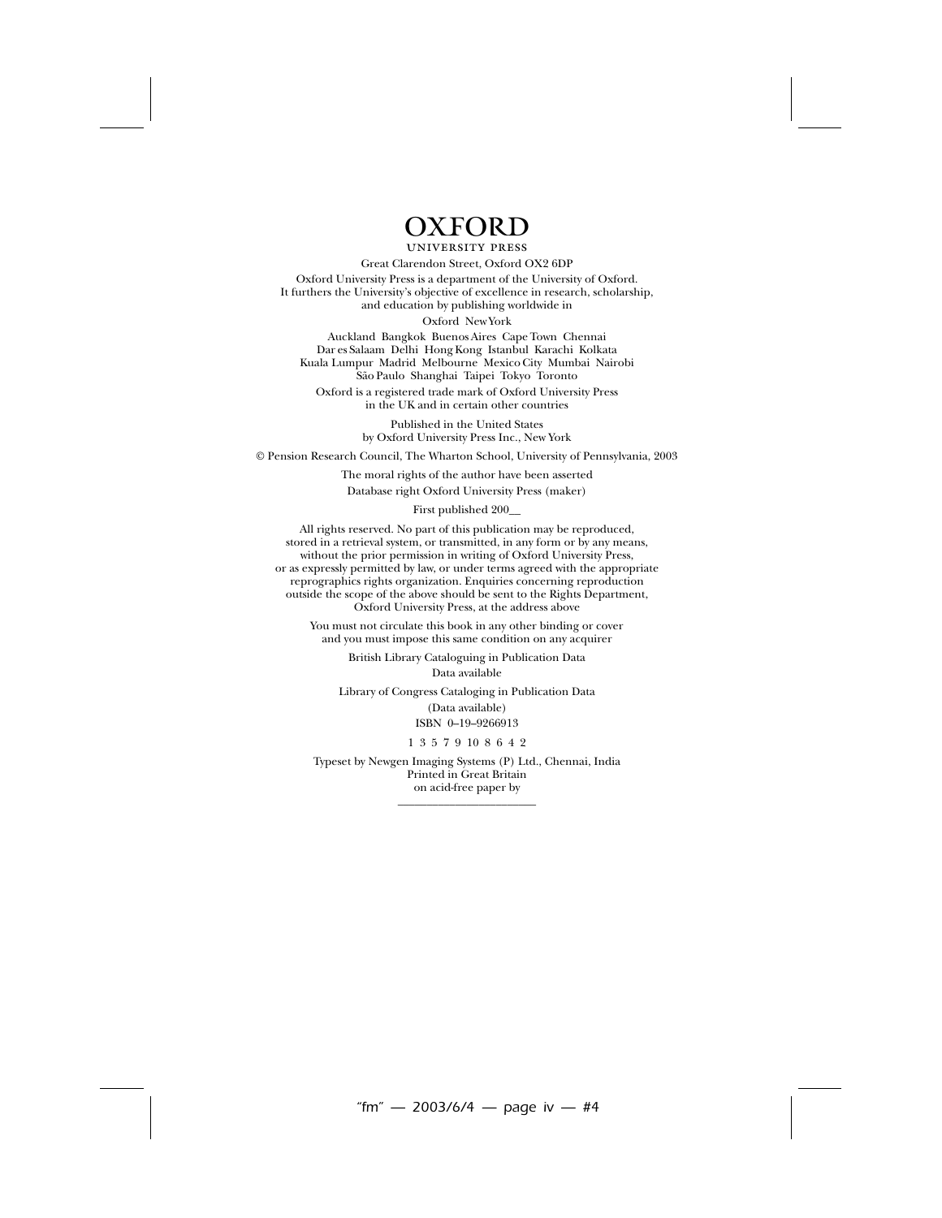OXFORD
UNIVERSITY PRESS

Great Clarendon Street, Oxford OX2 6DP

Oxford University Press is a department of the University of Oxford.
It furthers the University's objective of excellence in research, scholarship,
and education by publishing worldwide in

Oxford New York

Auckland Bangkok Buenos Aires Cape Town Chennai
Dar es Salaam Delhi Hong Kong Istanbul Karachi Kolkata
Kuala Lumpur Madrid Melbourne Mexico City Mumbai Nairobi
São Paulo Shanghai Taipei Tokyo Toronto

Oxford is a registered trade mark of Oxford University Press
in the UK and in certain other countries

Published in the United States
by Oxford University Press Inc., New York

© Pension Research Council, The Wharton School, University of Pennsylvania, 2003

The moral rights of the author have been asserted

Database right Oxford University Press (maker)

First published 200\_\_

All rights reserved. No part of this publication may be reproduced,
stored in a retrieval system, or transmitted, in any form or by any means,
without the prior permission in writing of Oxford University Press,
or as expressly permitted by law, or under terms agreed with the appropriate
reprographics rights organization. Enquiries concerning reproduction
outside the scope of the above should be sent to the Rights Department,
Oxford University Press, at the address above

You must not circulate this book in any other binding or cover
and you must impose this same condition on any acquirer

British Library Cataloguing in Publication Data
Data available

Library of Congress Cataloging in Publication Data
(Data available)
ISBN 0–19–9266913

1 3 5 7 9 10 8 6 4 2

Typeset by Newgen Imaging Systems (P) Ltd., Chennai, India
Printed in Great Britain
on acid-free paper by
\_\_\_\_\_\_\_\_\_\_\_\_\_\_\_\_\_\_\_\_\_\_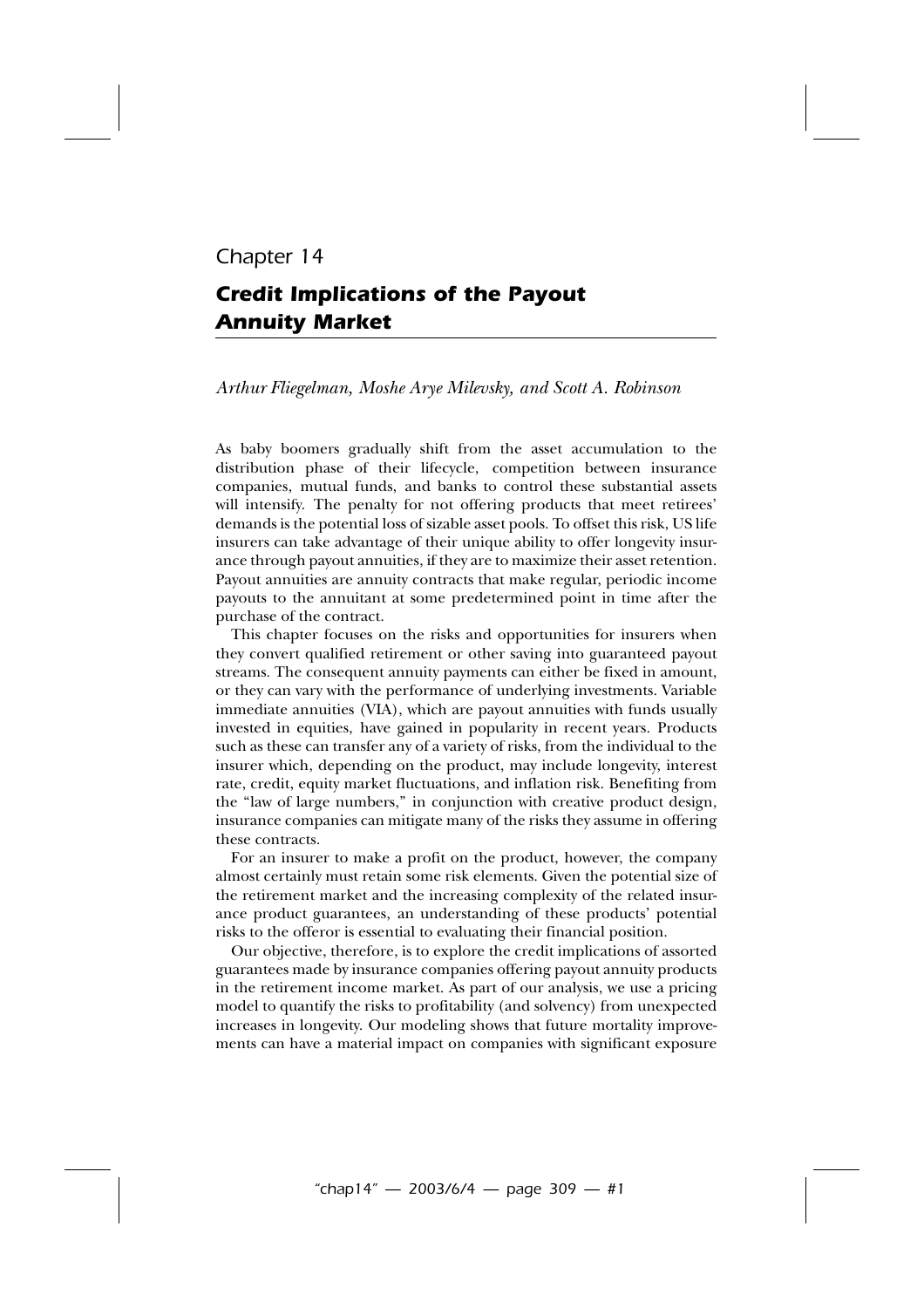Chapter 14

# Credit Implications of the Payout Annuity Market

*Arthur Fliegelman, Moshe Arye Milevsky, and Scott A. Robinson*

As baby boomers gradually shift from the asset accumulation to the distribution phase of their lifecycle, competition between insurance companies, mutual funds, and banks to control these substantial assets will intensify. The penalty for not offering products that meet retirees' demands is the potential loss of sizable asset pools. To offset this risk, US life insurers can take advantage of their unique ability to offer longevity insurance through payout annuities, if they are to maximize their asset retention. Payout annuities are annuity contracts that make regular, periodic income payouts to the annuitant at some predetermined point in time after the purchase of the contract.

This chapter focuses on the risks and opportunities for insurers when they convert qualified retirement or other saving into guaranteed payout streams. The consequent annuity payments can either be fixed in amount, or they can vary with the performance of underlying investments. Variable immediate annuities (VIA), which are payout annuities with funds usually invested in equities, have gained in popularity in recent years. Products such as these can transfer any of a variety of risks, from the individual to the insurer which, depending on the product, may include longevity, interest rate, credit, equity market fluctuations, and inflation risk. Benefiting from the "law of large numbers," in conjunction with creative product design, insurance companies can mitigate many of the risks they assume in offering these contracts.

For an insurer to make a profit on the product, however, the company almost certainly must retain some risk elements. Given the potential size of the retirement market and the increasing complexity of the related insurance product guarantees, an understanding of these products' potential risks to the offeror is essential to evaluating their financial position.

Our objective, therefore, is to explore the credit implications of assorted guarantees made by insurance companies offering payout annuity products in the retirement income market. As part of our analysis, we use a pricing model to quantify the risks to profitability (and solvency) from unexpected increases in longevity. Our modeling shows that future mortality improvements can have a material impact on companies with significant exposure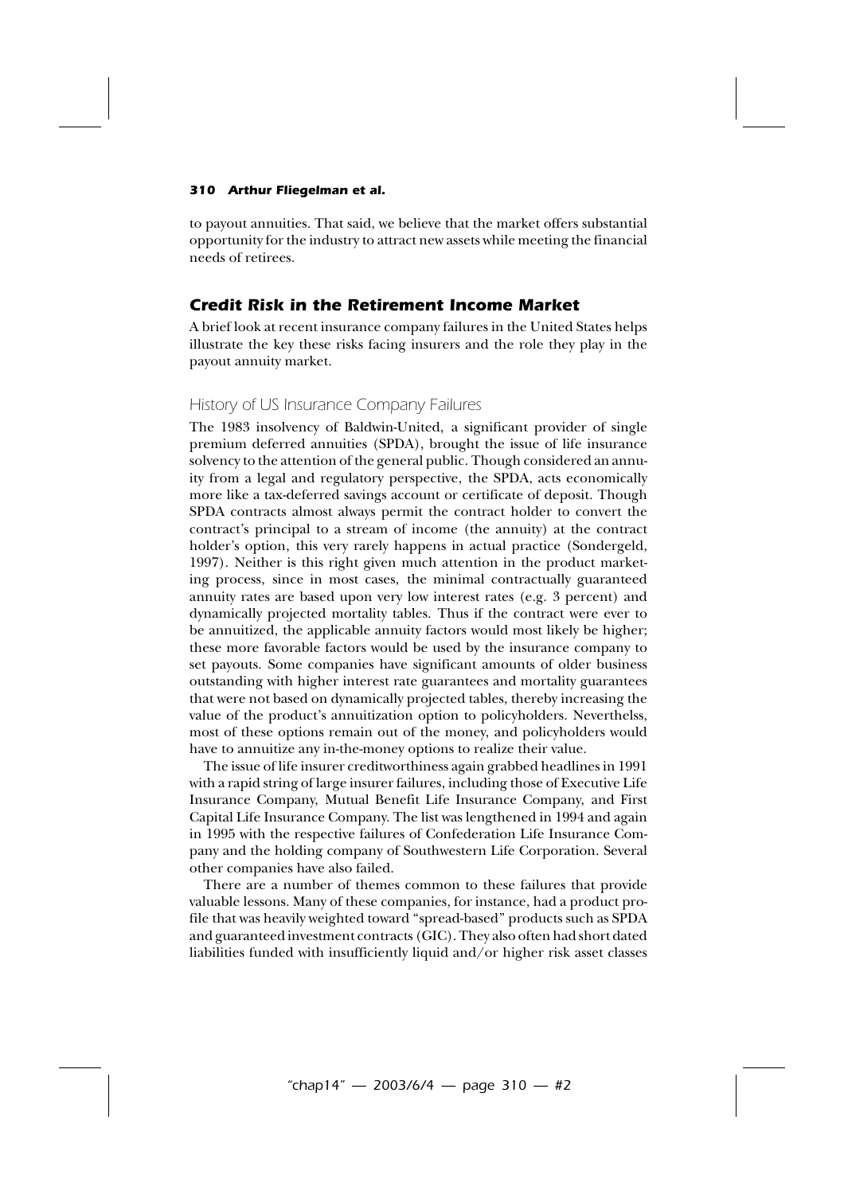to payout annuities. That said, we believe that the market offers substantial opportunity for the industry to attract new assets while meeting the financial needs of retirees.

## Credit Risk in the Retirement Income Market

A brief look at recent insurance company failures in the United States helps illustrate the key these risks facing insurers and the role they play in the payout annuity market.

### History of US Insurance Company Failures

The 1983 insolvency of Baldwin-United, a significant provider of single premium deferred annuities (SPDA), brought the issue of life insurance solvency to the attention of the general public. Though considered an annuity from a legal and regulatory perspective, the SPDA, acts economically more like a tax-deferred savings account or certificate of deposit. Though SPDA contracts almost always permit the contract holder to convert the contract's principal to a stream of income (the annuity) at the contract holder's option, this very rarely happens in actual practice (Sondergeld, 1997). Neither is this right given much attention in the product marketing process, since in most cases, the minimal contractually guaranteed annuity rates are based upon very low interest rates (e.g. 3 percent) and dynamically projected mortality tables. Thus if the contract were ever to be annuitized, the applicable annuity factors would most likely be higher; these more favorable factors would be used by the insurance company to set payouts. Some companies have significant amounts of older business outstanding with higher interest rate guarantees and mortality guarantees that were not based on dynamically projected tables, thereby increasing the value of the product's annuitization option to policyholders. Neverthelss, most of these options remain out of the money, and policyholders would have to annuitize any in-the-money options to realize their value.

The issue of life insurer creditworthiness again grabbed headlines in 1991 with a rapid string of large insurer failures, including those of Executive Life Insurance Company, Mutual Benefit Life Insurance Company, and First Capital Life Insurance Company. The list was lengthened in 1994 and again in 1995 with the respective failures of Confederation Life Insurance Company and the holding company of Southwestern Life Corporation. Several other companies have also failed.

There are a number of themes common to these failures that provide valuable lessons. Many of these companies, for instance, had a product profile that was heavily weighted toward "spread-based" products such as SPDA and guaranteed investment contracts (GIC). They also often had short dated liabilities funded with insufficiently liquid and/or higher risk asset classes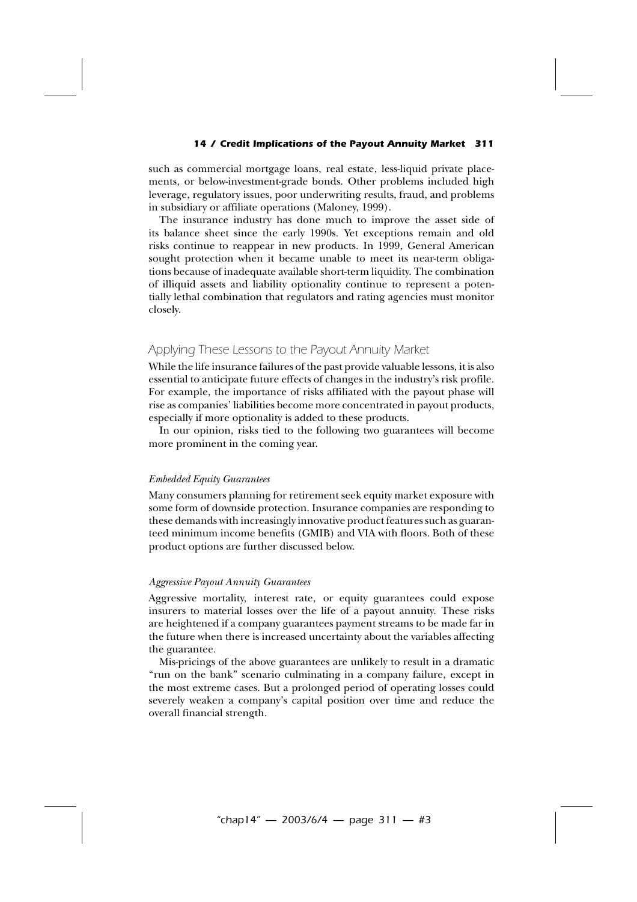such as commercial mortgage loans, real estate, less-liquid private placements, or below-investment-grade bonds. Other problems included high leverage, regulatory issues, poor underwriting results, fraud, and problems in subsidiary or affiliate operations (Maloney, 1999).

The insurance industry has done much to improve the asset side of its balance sheet since the early 1990s. Yet exceptions remain and old risks continue to reappear in new products. In 1999, General American sought protection when it became unable to meet its near-term obligations because of inadequate available short-term liquidity. The combination of illiquid assets and liability optionality continue to represent a potentially lethal combination that regulators and rating agencies must monitor closely.

## Applying These Lessons to the Payout Annuity Market

While the life insurance failures of the past provide valuable lessons, it is also essential to anticipate future effects of changes in the industry's risk profile. For example, the importance of risks affiliated with the payout phase will rise as companies' liabilities become more concentrated in payout products, especially if more optionality is added to these products.

In our opinion, risks tied to the following two guarantees will become more prominent in the coming year.

### *Embedded Equity Guarantees*

Many consumers planning for retirement seek equity market exposure with some form of downside protection. Insurance companies are responding to these demands with increasingly innovative product features such as guaranteed minimum income benefits (GMIB) and VIA with floors. Both of these product options are further discussed below.

### *Aggressive Payout Annuity Guarantees*

Aggressive mortality, interest rate, or equity guarantees could expose insurers to material losses over the life of a payout annuity. These risks are heightened if a company guarantees payment streams to be made far in the future when there is increased uncertainty about the variables affecting the guarantee.

Mis-pricings of the above guarantees are unlikely to result in a dramatic "run on the bank" scenario culminating in a company failure, except in the most extreme cases. But a prolonged period of operating losses could severely weaken a company's capital position over time and reduce the overall financial strength.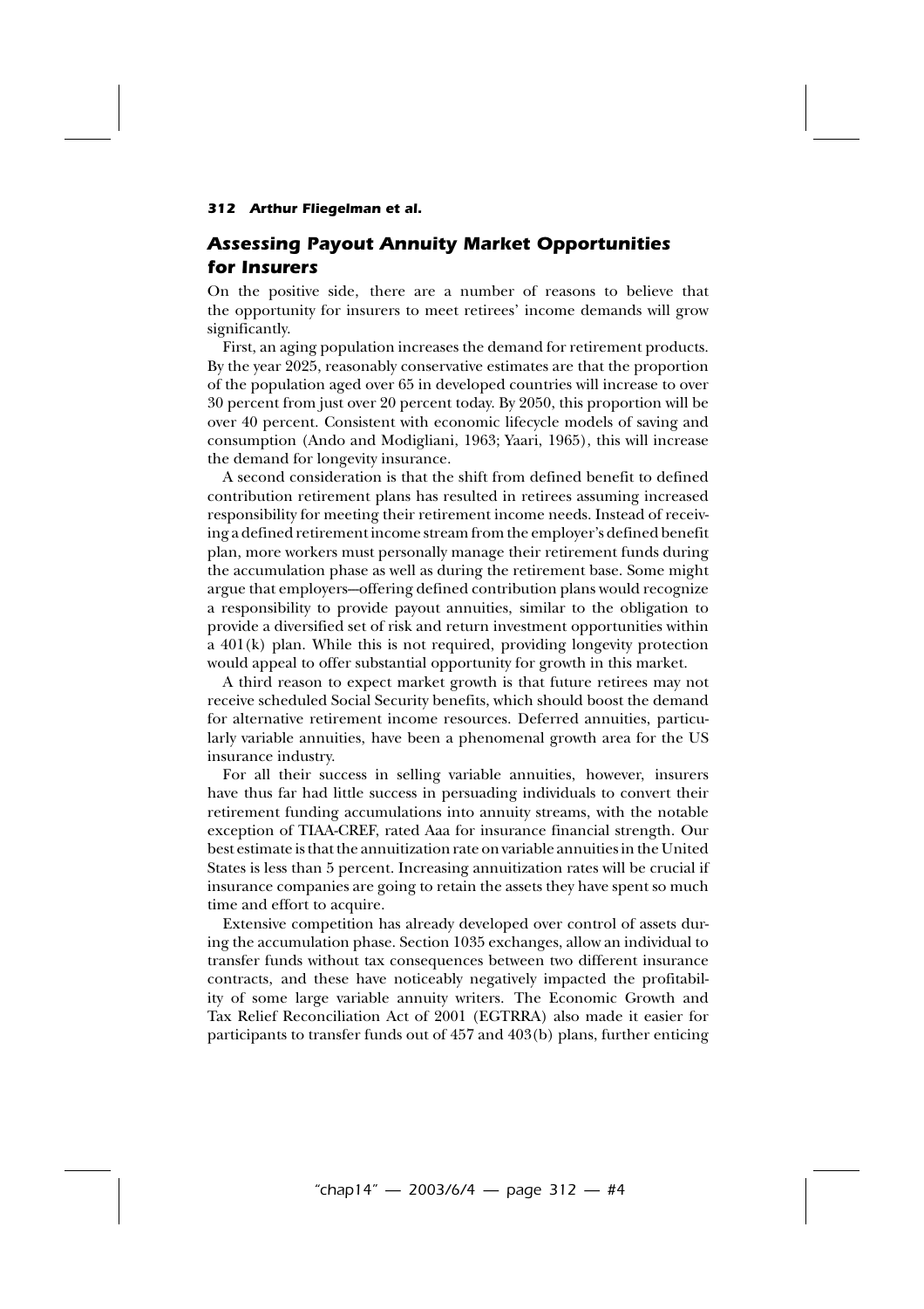## Assessing Payout Annuity Market Opportunities for Insurers

On the positive side, there are a number of reasons to believe that the opportunity for insurers to meet retirees' income demands will grow significantly.

First, an aging population increases the demand for retirement products. By the year 2025, reasonably conservative estimates are that the proportion of the population aged over 65 in developed countries will increase to over 30 percent from just over 20 percent today. By 2050, this proportion will be over 40 percent. Consistent with economic lifecycle models of saving and consumption (Ando and Modigliani, 1963; Yaari, 1965), this will increase the demand for longevity insurance.

A second consideration is that the shift from defined benefit to defined contribution retirement plans has resulted in retirees assuming increased responsibility for meeting their retirement income needs. Instead of receiving a defined retirement income stream from the employer's defined benefit plan, more workers must personally manage their retirement funds during the accumulation phase as well as during the retirement base. Some might argue that employers—offering defined contribution plans would recognize a responsibility to provide payout annuities, similar to the obligation to provide a diversified set of risk and return investment opportunities within a 401(k) plan. While this is not required, providing longevity protection would appeal to offer substantial opportunity for growth in this market.

A third reason to expect market growth is that future retirees may not receive scheduled Social Security benefits, which should boost the demand for alternative retirement income resources. Deferred annuities, particularly variable annuities, have been a phenomenal growth area for the US insurance industry.

For all their success in selling variable annuities, however, insurers have thus far had little success in persuading individuals to convert their retirement funding accumulations into annuity streams, with the notable exception of TIAA-CREF, rated Aaa for insurance financial strength. Our best estimate is that the annuitization rate on variable annuities in the United States is less than 5 percent. Increasing annuitization rates will be crucial if insurance companies are going to retain the assets they have spent so much time and effort to acquire.

Extensive competition has already developed over control of assets during the accumulation phase. Section 1035 exchanges, allow an individual to transfer funds without tax consequences between two different insurance contracts, and these have noticeably negatively impacted the profitability of some large variable annuity writers. The Economic Growth and Tax Relief Reconciliation Act of 2001 (EGTRRA) also made it easier for participants to transfer funds out of 457 and 403(b) plans, further enticing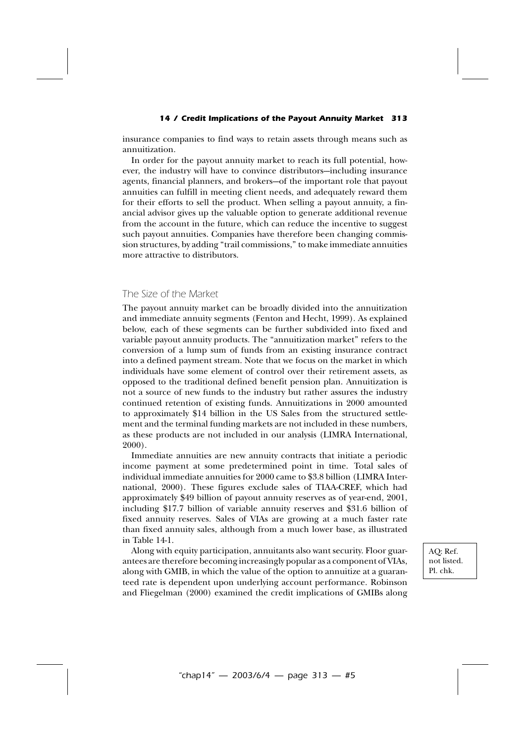insurance companies to find ways to retain assets through means such as annuitization.

In order for the payout annuity market to reach its full potential, however, the industry will have to convince distributors—including insurance agents, financial planners, and brokers—of the important role that payout annuities can fulfill in meeting client needs, and adequately reward them for their efforts to sell the product. When selling a payout annuity, a financial advisor gives up the valuable option to generate additional revenue from the account in the future, which can reduce the incentive to suggest such payout annuities. Companies have therefore been changing commission structures, by adding "trail commissions," to make immediate annuities more attractive to distributors.

## The Size of the Market

The payout annuity market can be broadly divided into the annuitization and immediate annuity segments (Fenton and Hecht, 1999). As explained below, each of these segments can be further subdivided into fixed and variable payout annuity products. The "annuitization market" refers to the conversion of a lump sum of funds from an existing insurance contract into a defined payment stream. Note that we focus on the market in which individuals have some element of control over their retirement assets, as opposed to the traditional defined benefit pension plan. Annuitization is not a source of new funds to the industry but rather assures the industry continued retention of existing funds. Annuitizations in 2000 amounted to approximately $14 billion in the US Sales from the structured settlement and the terminal funding markets are not included in these numbers, as these products are not included in our analysis (LIMRA International, 2000).

Immediate annuities are new annuity contracts that initiate a periodic income payment at some predetermined point in time. Total sales of individual immediate annuities for 2000 came to $3.8 billion (LIMRA International, 2000). These figures exclude sales of TIAA-CREF, which had approximately $49 billion of payout annuity reserves as of year-end, 2001, including $17.7 billion of variable annuity reserves and $31.6 billion of fixed annuity reserves. Sales of VIAs are growing at a much faster rate than fixed annuity sales, although from a much lower base, as illustrated in Table 14-1.

Along with equity participation, annuitants also want security. Floor guarantees are therefore becoming increasingly popular as a component of VIAs, along with GMIB, in which the value of the option to annuitize at a guaranteed rate is dependent upon underlying account performance. Robinson and Fliegelman (2000) examined the credit implications of GMIBs along

AQ: Ref. not listed. Pl. chk.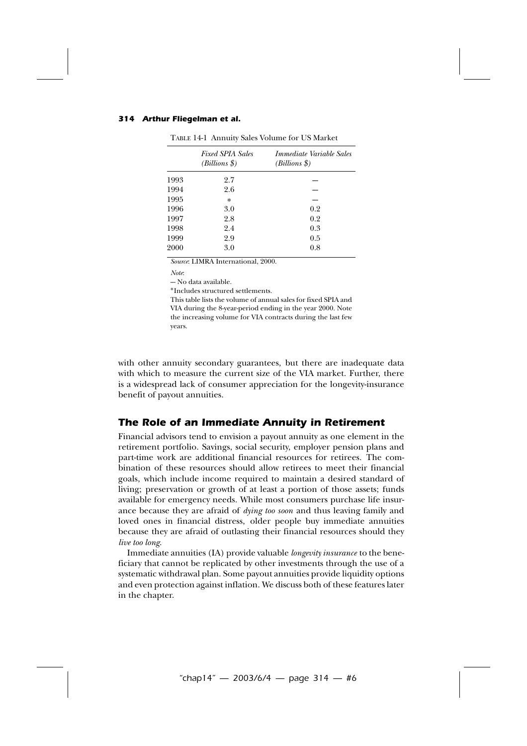TABLE 14-1 Annuity Sales Volume for US Market

| | *Fixed SPIA Sales (Billions $)* | *Immediate Variable Sales (Billions $)* |
|---|---|---|
| 1993 | 2.7 | — |
| 1994 | 2.6 | — |
| 1995 | * | — |
| 1996 | 3.0 | 0.2 |
| 1997 | 2.8 | 0.2 |
| 1998 | 2.4 | 0.3 |
| 1999 | 2.9 | 0.5 |
| 2000 | 3.0 | 0.8 |

*Source*: LIMRA International, 2000.

*Note*:

— No data available.

*Includes structured settlements.

This table lists the volume of annual sales for fixed SPIA and VIA during the 8-year-period ending in the year 2000. Note the increasing volume for VIA contracts during the last few years.

with other annuity secondary guarantees, but there are inadequate data with which to measure the current size of the VIA market. Further, there is a widespread lack of consumer appreciation for the longevity-insurance benefit of payout annuities.

## The Role of an Immediate Annuity in Retirement

Financial advisors tend to envision a payout annuity as one element in the retirement portfolio. Savings, social security, employer pension plans and part-time work are additional financial resources for retirees. The combination of these resources should allow retirees to meet their financial goals, which include income required to maintain a desired standard of living; preservation or growth of at least a portion of those assets; funds available for emergency needs. While most consumers purchase life insurance because they are afraid of *dying too soon* and thus leaving family and loved ones in financial distress, older people buy immediate annuities because they are afraid of outlasting their financial resources should they *live too long*.

Immediate annuities (IA) provide valuable *longevity insurance* to the beneficiary that cannot be replicated by other investments through the use of a systematic withdrawal plan. Some payout annuities provide liquidity options and even protection against inflation. We discuss both of these features later in the chapter.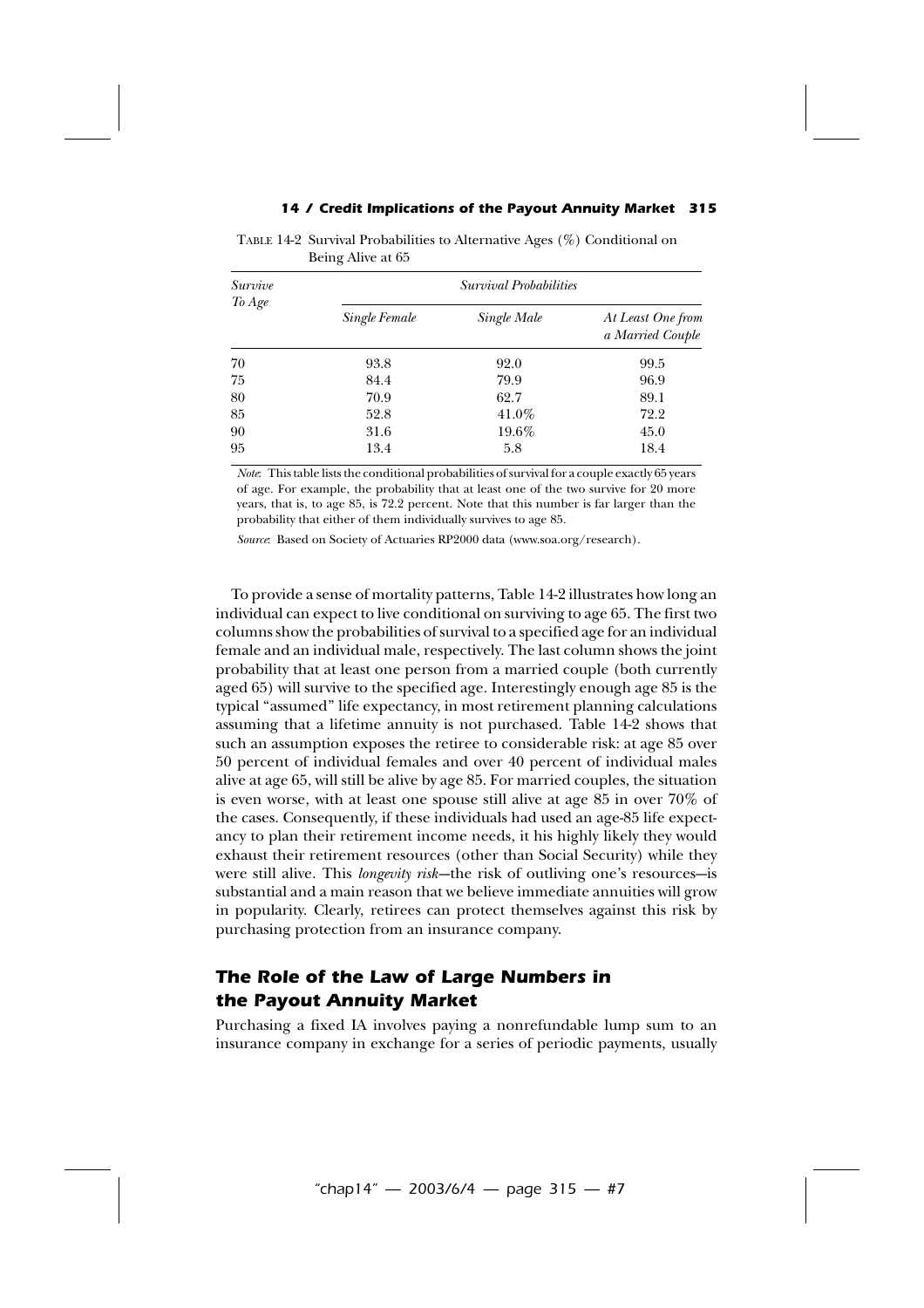TABLE 14-2 Survival Probabilities to Alternative Ages (%) Conditional on Being Alive at 65

| *Survive To Age* | *Survival Probabilities* | | |
|---|---|---|---|
| | *Single Female* | *Single Male* | *At Least One from a Married Couple* |
| 70 | 93.8 | 92.0 | 99.5 |
| 75 | 84.4 | 79.9 | 96.9 |
| 80 | 70.9 | 62.7 | 89.1 |
| 85 | 52.8 | 41.0% | 72.2 |
| 90 | 31.6 | 19.6% | 45.0 |
| 95 | 13.4 | 5.8 | 18.4 |

*Note*: This table lists the conditional probabilities of survival for a couple exactly 65 years of age. For example, the probability that at least one of the two survive for 20 more years, that is, to age 85, is 72.2 percent. Note that this number is far larger than the probability that either of them individually survives to age 85.

*Source*: Based on Society of Actuaries RP2000 data (www.soa.org/research).

To provide a sense of mortality patterns, Table 14-2 illustrates how long an individual can expect to live conditional on surviving to age 65. The first two columns show the probabilities of survival to a specified age for an individual female and an individual male, respectively. The last column shows the joint probability that at least one person from a married couple (both currently aged 65) will survive to the specified age. Interestingly enough age 85 is the typical "assumed" life expectancy, in most retirement planning calculations assuming that a lifetime annuity is not purchased. Table 14-2 shows that such an assumption exposes the retiree to considerable risk: at age 85 over 50 percent of individual females and over 40 percent of individual males alive at age 65, will still be alive by age 85. For married couples, the situation is even worse, with at least one spouse still alive at age 85 in over 70% of the cases. Consequently, if these individuals had used an age-85 life expectancy to plan their retirement income needs, it his highly likely they would exhaust their retirement resources (other than Social Security) while they were still alive. This *longevity risk*—the risk of outliving one's resources—is substantial and a main reason that we believe immediate annuities will grow in popularity. Clearly, retirees can protect themselves against this risk by purchasing protection from an insurance company.

## The Role of the Law of Large Numbers in the Payout Annuity Market

Purchasing a fixed IA involves paying a nonrefundable lump sum to an insurance company in exchange for a series of periodic payments, usually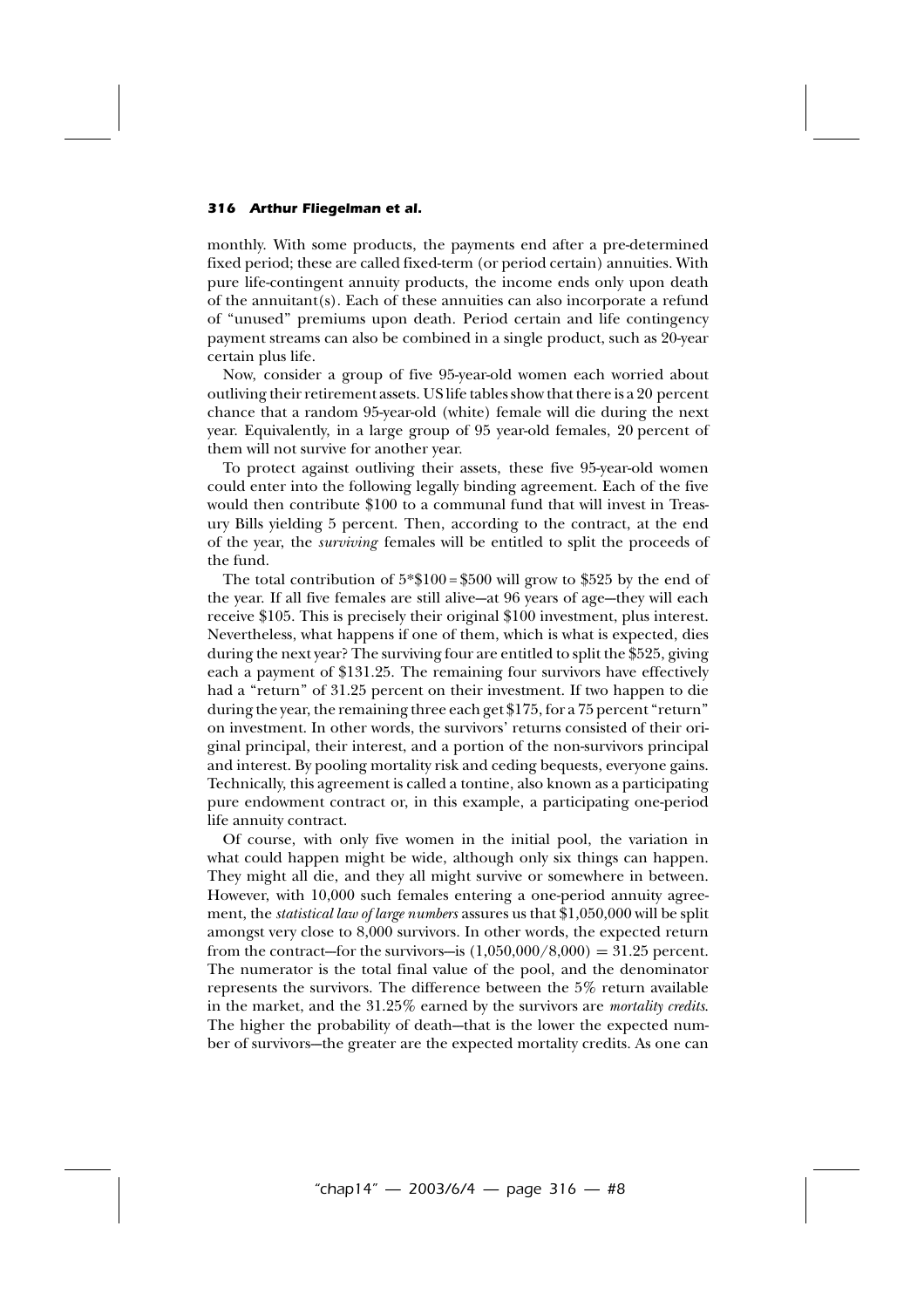monthly. With some products, the payments end after a pre-determined fixed period; these are called fixed-term (or period certain) annuities. With pure life-contingent annuity products, the income ends only upon death of the annuitant(s). Each of these annuities can also incorporate a refund of "unused" premiums upon death. Period certain and life contingency payment streams can also be combined in a single product, such as 20-year certain plus life.

Now, consider a group of five 95-year-old women each worried about outliving their retirement assets. US life tables show that there is a 20 percent chance that a random 95-year-old (white) female will die during the next year. Equivalently, in a large group of 95 year-old females, 20 percent of them will not survive for another year.

To protect against outliving their assets, these five 95-year-old women could enter into the following legally binding agreement. Each of the five would then contribute \$100 to a communal fund that will invest in Treasury Bills yielding 5 percent. Then, according to the contract, at the end of the year, the *surviving* females will be entitled to split the proceeds of the fund.

The total contribution of 5*\$100 = \$500 will grow to \$525 by the end of the year. If all five females are still alive—at 96 years of age—they will each receive \$105. This is precisely their original \$100 investment, plus interest. Nevertheless, what happens if one of them, which is what is expected, dies during the next year? The surviving four are entitled to split the \$525, giving each a payment of \$131.25. The remaining four survivors have effectively had a "return" of 31.25 percent on their investment. If two happen to die during the year, the remaining three each get \$175, for a 75 percent "return" on investment. In other words, the survivors' returns consisted of their original principal, their interest, and a portion of the non-survivors principal and interest. By pooling mortality risk and ceding bequests, everyone gains. Technically, this agreement is called a tontine, also known as a participating pure endowment contract or, in this example, a participating one-period life annuity contract.

Of course, with only five women in the initial pool, the variation in what could happen might be wide, although only six things can happen. They might all die, and they all might survive or somewhere in between. However, with 10,000 such females entering a one-period annuity agreement, the *statistical law of large numbers* assures us that \$1,050,000 will be split amongst very close to 8,000 survivors. In other words, the expected return from the contract—for the survivors—is $(1{,}050{,}000/8{,}000) = 31.25$ percent. The numerator is the total final value of the pool, and the denominator represents the survivors. The difference between the 5% return available in the market, and the 31.25% earned by the survivors are *mortality credits*. The higher the probability of death—that is the lower the expected number of survivors—the greater are the expected mortality credits. As one can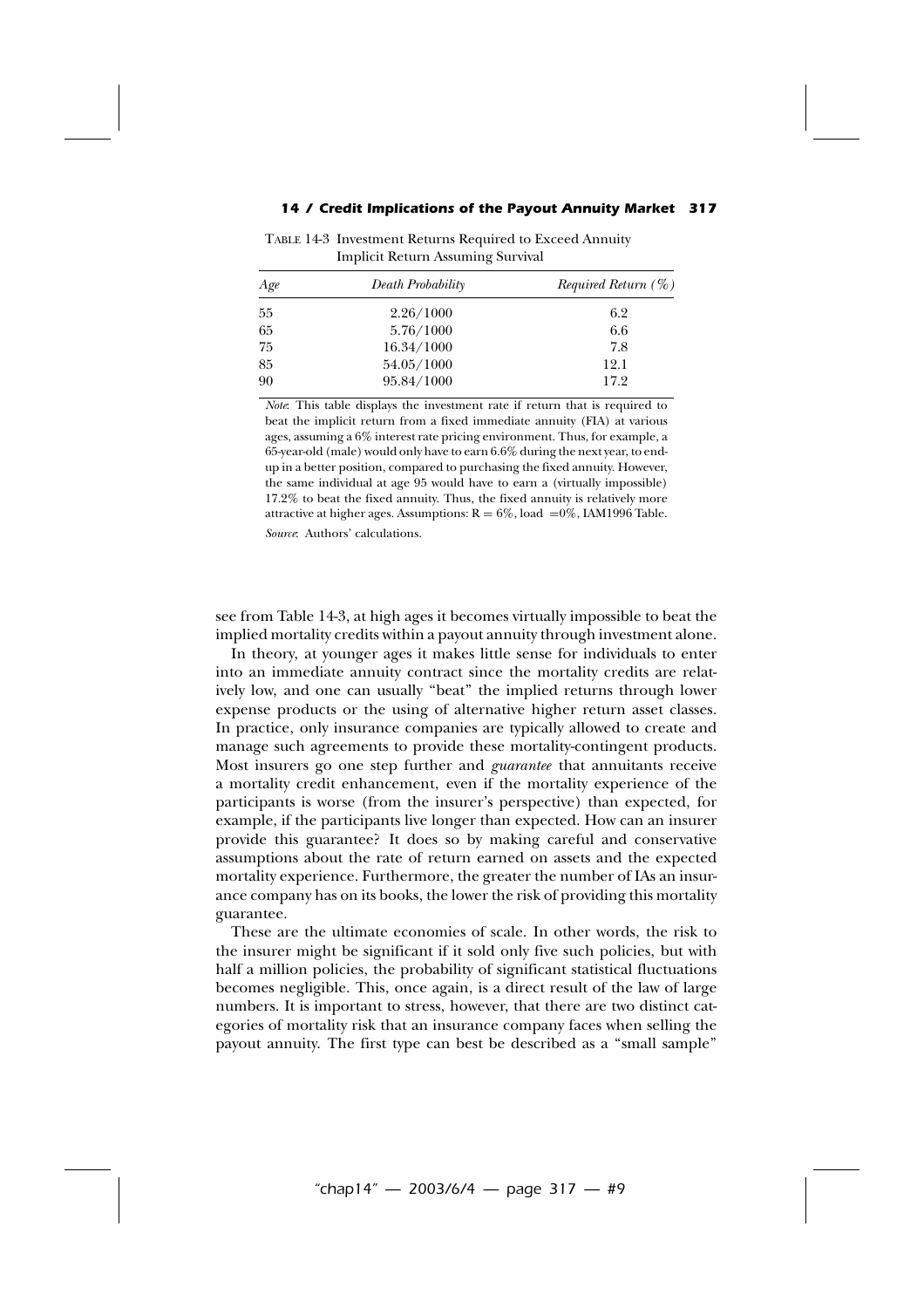TABLE 14-3 Investment Returns Required to Exceed Annuity Implicit Return Assuming Survival

| *Age* | *Death Probability* | *Required Return (%)* |
|---|---|---|
| 55 | 2.26/1000 | 6.2 |
| 65 | 5.76/1000 | 6.6 |
| 75 | 16.34/1000 | 7.8 |
| 85 | 54.05/1000 | 12.1 |
| 90 | 95.84/1000 | 17.2 |

*Note*: This table displays the investment rate if return that is required to beat the implicit return from a fixed immediate annuity (FIA) at various ages, assuming a 6% interest rate pricing environment. Thus, for example, a 65-year-old (male) would only have to earn 6.6% during the next year, to end-up in a better position, compared to purchasing the fixed annuity. However, the same individual at age 95 would have to earn a (virtually impossible) 17.2% to beat the fixed annuity. Thus, the fixed annuity is relatively more attractive at higher ages. Assumptions: R = 6%, load =0%, IAM1996 Table.

*Source*: Authors' calculations.

see from Table 14-3, at high ages it becomes virtually impossible to beat the implied mortality credits within a payout annuity through investment alone.

In theory, at younger ages it makes little sense for individuals to enter into an immediate annuity contract since the mortality credits are relatively low, and one can usually "beat" the implied returns through lower expense products or the using of alternative higher return asset classes. In practice, only insurance companies are typically allowed to create and manage such agreements to provide these mortality-contingent products. Most insurers go one step further and *guarantee* that annuitants receive a mortality credit enhancement, even if the mortality experience of the participants is worse (from the insurer's perspective) than expected, for example, if the participants live longer than expected. How can an insurer provide this guarantee? It does so by making careful and conservative assumptions about the rate of return earned on assets and the expected mortality experience. Furthermore, the greater the number of IAs an insurance company has on its books, the lower the risk of providing this mortality guarantee.

These are the ultimate economies of scale. In other words, the risk to the insurer might be significant if it sold only five such policies, but with half a million policies, the probability of significant statistical fluctuations becomes negligible. This, once again, is a direct result of the law of large numbers. It is important to stress, however, that there are two distinct categories of mortality risk that an insurance company faces when selling the payout annuity. The first type can best be described as a "small sample"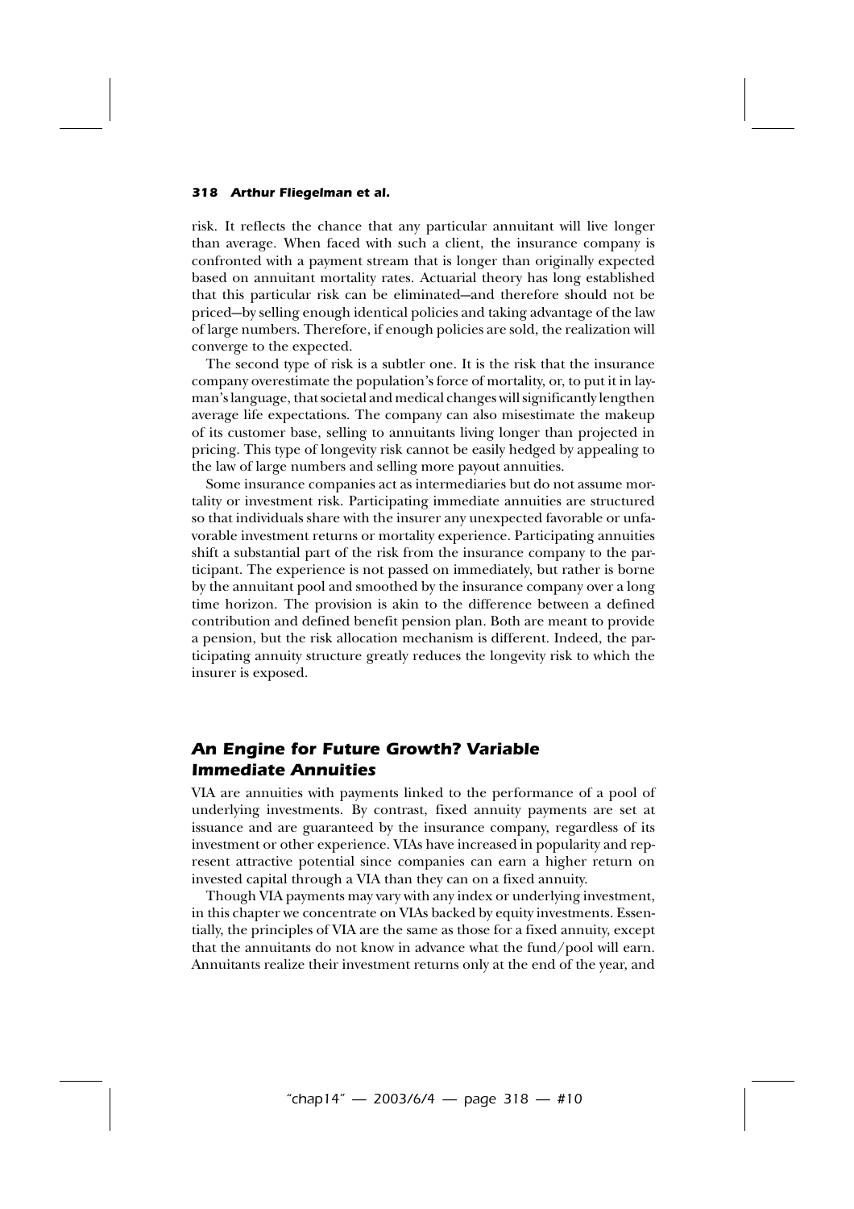risk. It reflects the chance that any particular annuitant will live longer than average. When faced with such a client, the insurance company is confronted with a payment stream that is longer than originally expected based on annuitant mortality rates. Actuarial theory has long established that this particular risk can be eliminated—and therefore should not be priced—by selling enough identical policies and taking advantage of the law of large numbers. Therefore, if enough policies are sold, the realization will converge to the expected.

The second type of risk is a subtler one. It is the risk that the insurance company overestimate the population's force of mortality, or, to put it in layman's language, that societal and medical changes will significantly lengthen average life expectations. The company can also misestimate the makeup of its customer base, selling to annuitants living longer than projected in pricing. This type of longevity risk cannot be easily hedged by appealing to the law of large numbers and selling more payout annuities.

Some insurance companies act as intermediaries but do not assume mortality or investment risk. Participating immediate annuities are structured so that individuals share with the insurer any unexpected favorable or unfavorable investment returns or mortality experience. Participating annuities shift a substantial part of the risk from the insurance company to the participant. The experience is not passed on immediately, but rather is borne by the annuitant pool and smoothed by the insurance company over a long time horizon. The provision is akin to the difference between a defined contribution and defined benefit pension plan. Both are meant to provide a pension, but the risk allocation mechanism is different. Indeed, the participating annuity structure greatly reduces the longevity risk to which the insurer is exposed.

## An Engine for Future Growth? Variable Immediate Annuities

VIA are annuities with payments linked to the performance of a pool of underlying investments. By contrast, fixed annuity payments are set at issuance and are guaranteed by the insurance company, regardless of its investment or other experience. VIAs have increased in popularity and represent attractive potential since companies can earn a higher return on invested capital through a VIA than they can on a fixed annuity.

Though VIA payments may vary with any index or underlying investment, in this chapter we concentrate on VIAs backed by equity investments. Essentially, the principles of VIA are the same as those for a fixed annuity, except that the annuitants do not know in advance what the fund/pool will earn. Annuitants realize their investment returns only at the end of the year, and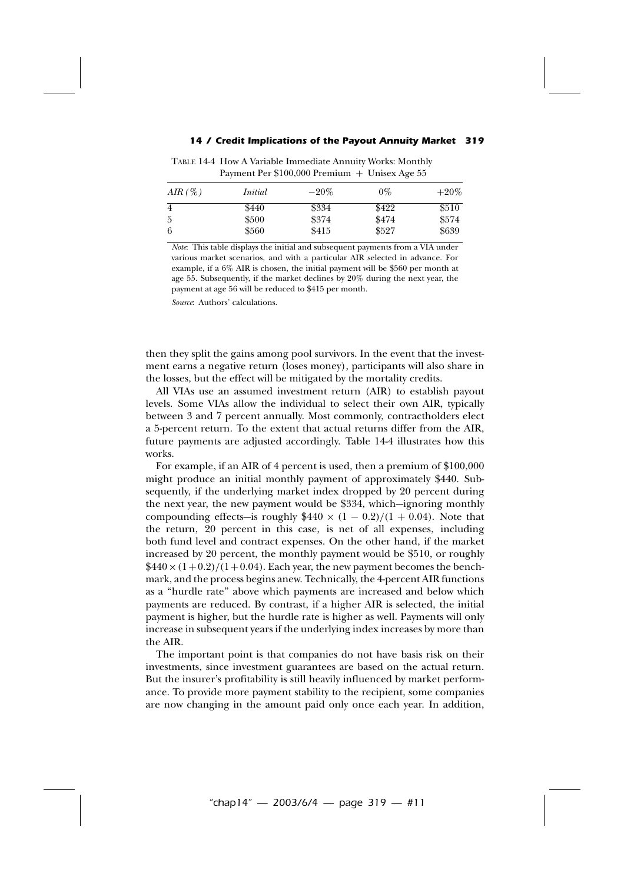TABLE 14-4 How A Variable Immediate Annuity Works: Monthly Payment Per \$100,000 Premium + Unisex Age 55

| *AIR (%)* | *Initial* | −20% | 0% | +20% |
|---|---|---|---|---|
| 4 | \$440 | \$334 | \$422 | \$510 |
| 5 | \$500 | \$374 | \$474 | \$574 |
| 6 | \$560 | \$415 | \$527 | \$639 |

*Note*: This table displays the initial and subsequent payments from a VIA under various market scenarios, and with a particular AIR selected in advance. For example, if a 6% AIR is chosen, the initial payment will be \$560 per month at age 55. Subsequently, if the market declines by 20% during the next year, the payment at age 56 will be reduced to \$415 per month.

*Source*: Authors' calculations.

then they split the gains among pool survivors. In the event that the investment earns a negative return (loses money), participants will also share in the losses, but the effect will be mitigated by the mortality credits.

All VIAs use an assumed investment return (AIR) to establish payout levels. Some VIAs allow the individual to select their own AIR, typically between 3 and 7 percent annually. Most commonly, contractholders elect a 5-percent return. To the extent that actual returns differ from the AIR, future payments are adjusted accordingly. Table 14-4 illustrates how this works.

For example, if an AIR of 4 percent is used, then a premium of \$100,000 might produce an initial monthly payment of approximately \$440. Subsequently, if the underlying market index dropped by 20 percent during the next year, the new payment would be \$334, which—ignoring monthly compounding effects—is roughly $\$440 \times (1 - 0.2)/(1 + 0.04)$. Note that the return, 20 percent in this case, is net of all expenses, including both fund level and contract expenses. On the other hand, if the market increased by 20 percent, the monthly payment would be \$510, or roughly $\$440 \times (1+0.2)/(1+0.04)$. Each year, the new payment becomes the benchmark, and the process begins anew. Technically, the 4-percent AIR functions as a "hurdle rate" above which payments are increased and below which payments are reduced. By contrast, if a higher AIR is selected, the initial payment is higher, but the hurdle rate is higher as well. Payments will only increase in subsequent years if the underlying index increases by more than the AIR.

The important point is that companies do not have basis risk on their investments, since investment guarantees are based on the actual return. But the insurer's profitability is still heavily influenced by market performance. To provide more payment stability to the recipient, some companies are now changing in the amount paid only once each year. In addition,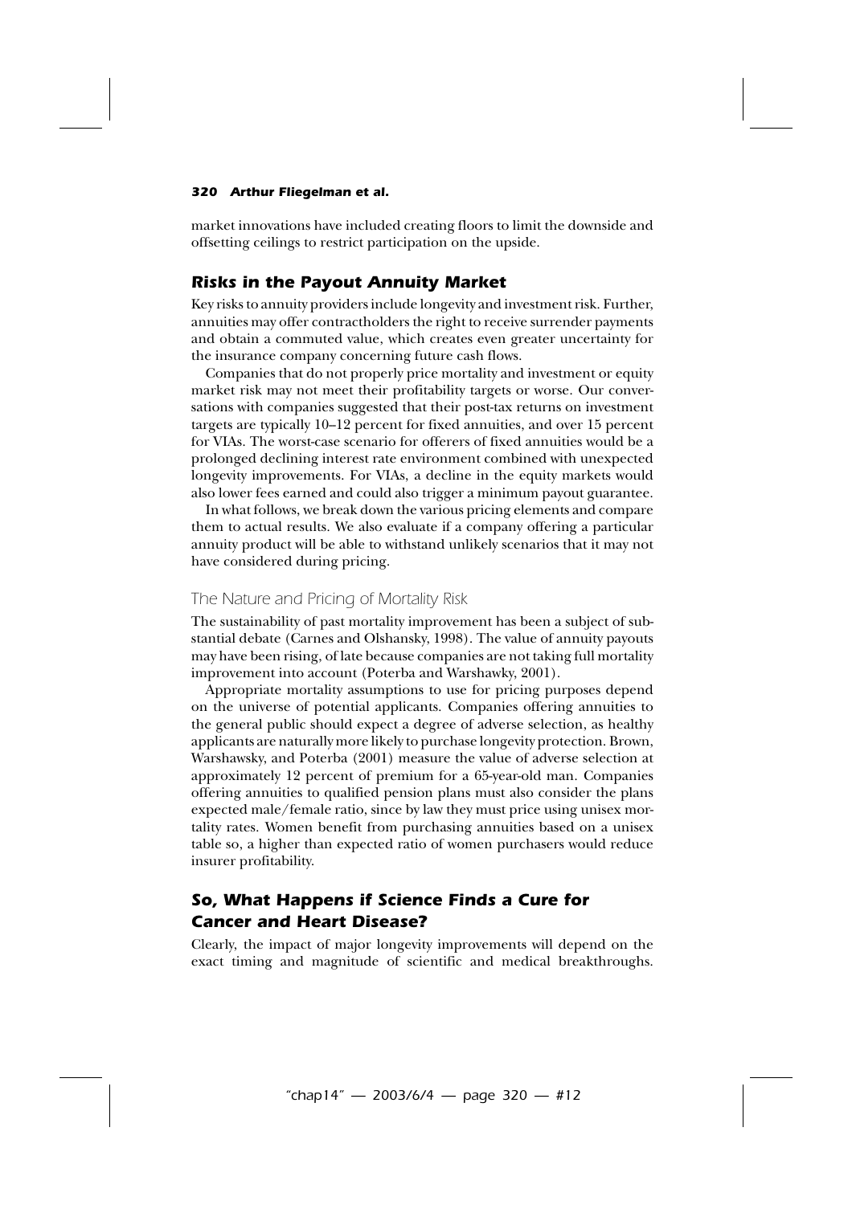market innovations have included creating floors to limit the downside and offsetting ceilings to restrict participation on the upside.

## Risks in the Payout Annuity Market

Key risks to annuity providers include longevity and investment risk. Further, annuities may offer contractholders the right to receive surrender payments and obtain a commuted value, which creates even greater uncertainty for the insurance company concerning future cash flows.

Companies that do not properly price mortality and investment or equity market risk may not meet their profitability targets or worse. Our conversations with companies suggested that their post-tax returns on investment targets are typically 10–12 percent for fixed annuities, and over 15 percent for VIAs. The worst-case scenario for offerers of fixed annuities would be a prolonged declining interest rate environment combined with unexpected longevity improvements. For VIAs, a decline in the equity markets would also lower fees earned and could also trigger a minimum payout guarantee.

In what follows, we break down the various pricing elements and compare them to actual results. We also evaluate if a company offering a particular annuity product will be able to withstand unlikely scenarios that it may not have considered during pricing.

### The Nature and Pricing of Mortality Risk

The sustainability of past mortality improvement has been a subject of substantial debate (Carnes and Olshansky, 1998). The value of annuity payouts may have been rising, of late because companies are not taking full mortality improvement into account (Poterba and Warshawky, 2001).

Appropriate mortality assumptions to use for pricing purposes depend on the universe of potential applicants. Companies offering annuities to the general public should expect a degree of adverse selection, as healthy applicants are naturally more likely to purchase longevity protection. Brown, Warshawsky, and Poterba (2001) measure the value of adverse selection at approximately 12 percent of premium for a 65-year-old man. Companies offering annuities to qualified pension plans must also consider the plans expected male/female ratio, since by law they must price using unisex mortality rates. Women benefit from purchasing annuities based on a unisex table so, a higher than expected ratio of women purchasers would reduce insurer profitability.

## So, What Happens if Science Finds a Cure for Cancer and Heart Disease?

Clearly, the impact of major longevity improvements will depend on the exact timing and magnitude of scientific and medical breakthroughs.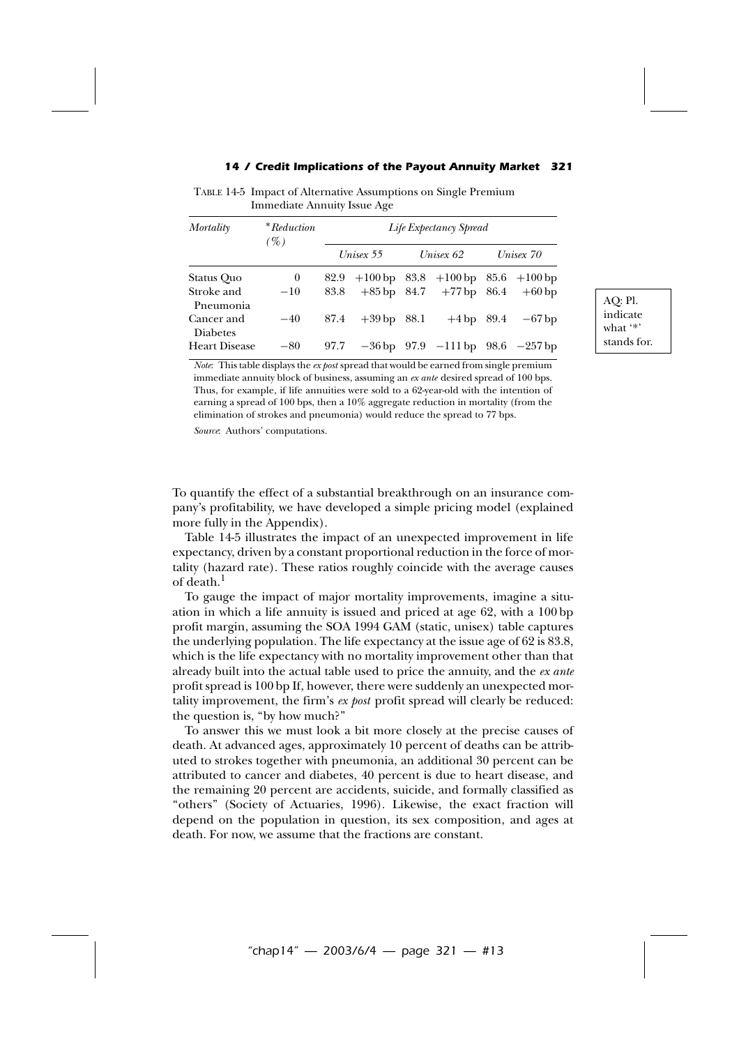TABLE 14-5 Impact of Alternative Assumptions on Single Premium Immediate Annuity Issue Age

| *Mortality* | *\*Reduction (%)* | *Life Expectancy Spread* | | | | | |
|---|---|---|---|---|---|---|---|
| | | *Unisex 55* | | *Unisex 62* | | *Unisex 70* | |
| Status Quo | 0 | 82.9 | +100 bp | 83.8 | +100 bp | 85.6 | +100 bp |
| Stroke and Pneumonia | −10 | 83.8 | +85 bp | 84.7 | +77 bp | 86.4 | +60 bp |
| Cancer and Diabetes | −40 | 87.4 | +39 bp | 88.1 | +4 bp | 89.4 | −67 bp |
| Heart Disease | −80 | 97.7 | −36 bp | 97.9 | −111 bp | 98.6 | −257 bp |

*Note*: This table displays the *ex post* spread that would be earned from single premium immediate annuity block of business, assuming an *ex ante* desired spread of 100 bps. Thus, for example, if life annuities were sold to a 62-year-old with the intention of earning a spread of 100 bps, then a 10% aggregate reduction in mortality (from the elimination of strokes and pneumonia) would reduce the spread to 77 bps.

*Source*: Authors' computations.

AQ: Pl. indicate what '*' stands for.

To quantify the effect of a substantial breakthrough on an insurance company's profitability, we have developed a simple pricing model (explained more fully in the Appendix).

Table 14-5 illustrates the impact of an unexpected improvement in life expectancy, driven by a constant proportional reduction in the force of mortality (hazard rate). These ratios roughly coincide with the average causes of death.[1]

To gauge the impact of major mortality improvements, imagine a situation in which a life annuity is issued and priced at age 62, with a 100 bp profit margin, assuming the SOA 1994 GAM (static, unisex) table captures the underlying population. The life expectancy at the issue age of 62 is 83.8, which is the life expectancy with no mortality improvement other than that already built into the actual table used to price the annuity, and the *ex ante* profit spread is 100 bp If, however, there were suddenly an unexpected mortality improvement, the firm's *ex post* profit spread will clearly be reduced: the question is, "by how much?"

To answer this we must look a bit more closely at the precise causes of death. At advanced ages, approximately 10 percent of deaths can be attributed to strokes together with pneumonia, an additional 30 percent can be attributed to cancer and diabetes, 40 percent is due to heart disease, and the remaining 20 percent are accidents, suicide, and formally classified as "others" (Society of Actuaries, 1996). Likewise, the exact fraction will depend on the population in question, its sex composition, and ages at death. For now, we assume that the fractions are constant.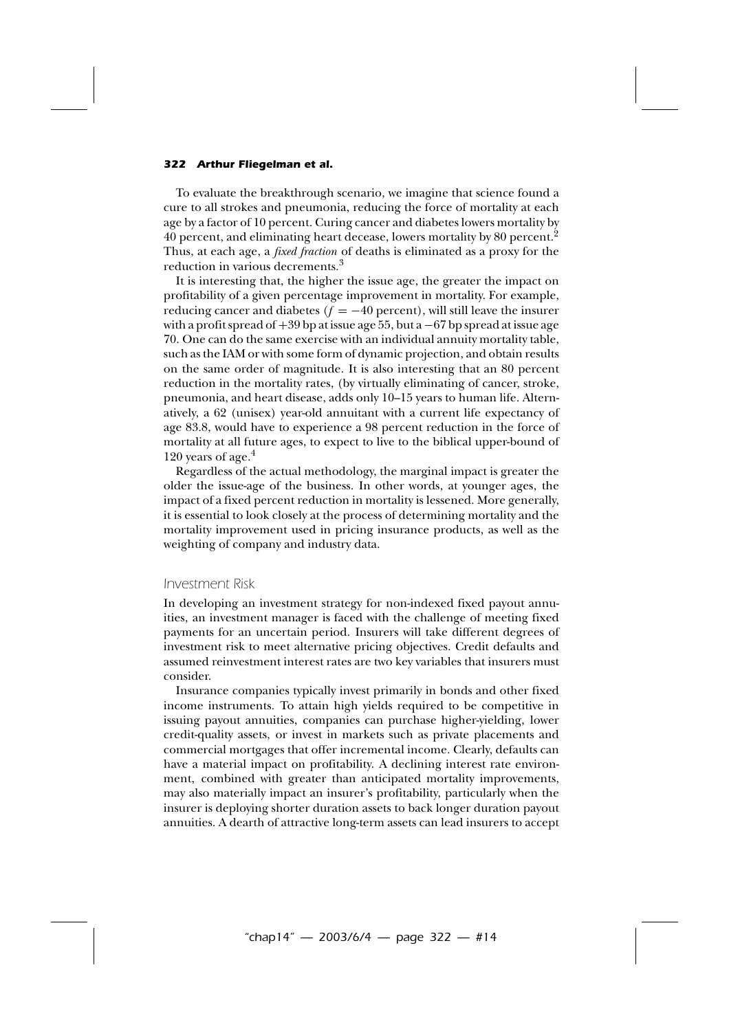To evaluate the breakthrough scenario, we imagine that science found a cure to all strokes and pneumonia, reducing the force of mortality at each age by a factor of 10 percent. Curing cancer and diabetes lowers mortality by 40 percent, and eliminating heart decease, lowers mortality by 80 percent.[2] Thus, at each age, a *fixed fraction* of deaths is eliminated as a proxy for the reduction in various decrements.[3]

It is interesting that, the higher the issue age, the greater the impact on profitability of a given percentage improvement in mortality. For example, reducing cancer and diabetes ($f = -40$ percent), will still leave the insurer with a profit spread of +39 bp at issue age 55, but a −67 bp spread at issue age 70. One can do the same exercise with an individual annuity mortality table, such as the IAM or with some form of dynamic projection, and obtain results on the same order of magnitude. It is also interesting that an 80 percent reduction in the mortality rates, (by virtually eliminating of cancer, stroke, pneumonia, and heart disease, adds only 10–15 years to human life. Alternatively, a 62 (unisex) year-old annuitant with a current life expectancy of age 83.8, would have to experience a 98 percent reduction in the force of mortality at all future ages, to expect to live to the biblical upper-bound of 120 years of age.[4]

Regardless of the actual methodology, the marginal impact is greater the older the issue-age of the business. In other words, at younger ages, the impact of a fixed percent reduction in mortality is lessened. More generally, it is essential to look closely at the process of determining mortality and the mortality improvement used in pricing insurance products, as well as the weighting of company and industry data.

## Investment Risk

In developing an investment strategy for non-indexed fixed payout annuities, an investment manager is faced with the challenge of meeting fixed payments for an uncertain period. Insurers will take different degrees of investment risk to meet alternative pricing objectives. Credit defaults and assumed reinvestment interest rates are two key variables that insurers must consider.

Insurance companies typically invest primarily in bonds and other fixed income instruments. To attain high yields required to be competitive in issuing payout annuities, companies can purchase higher-yielding, lower credit-quality assets, or invest in markets such as private placements and commercial mortgages that offer incremental income. Clearly, defaults can have a material impact on profitability. A declining interest rate environment, combined with greater than anticipated mortality improvements, may also materially impact an insurer's profitability, particularly when the insurer is deploying shorter duration assets to back longer duration payout annuities. A dearth of attractive long-term assets can lead insurers to accept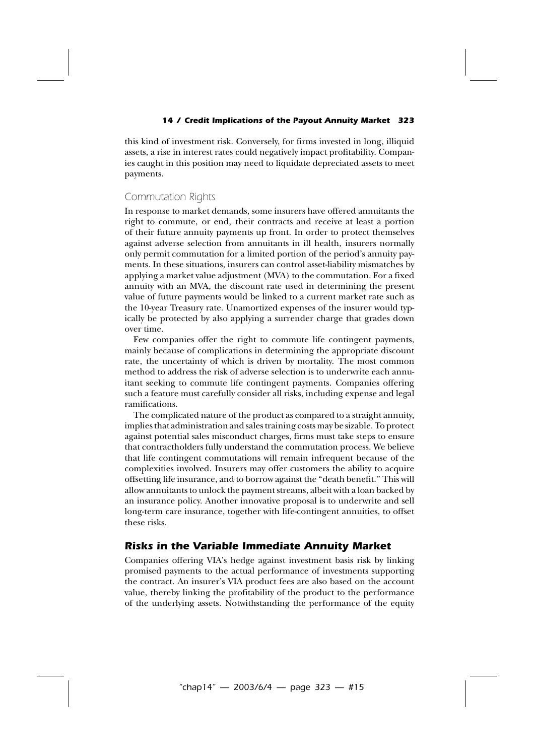this kind of investment risk. Conversely, for firms invested in long, illiquid assets, a rise in interest rates could negatively impact profitability. Companies caught in this position may need to liquidate depreciated assets to meet payments.

### Commutation Rights

In response to market demands, some insurers have offered annuitants the right to commute, or end, their contracts and receive at least a portion of their future annuity payments up front. In order to protect themselves against adverse selection from annuitants in ill health, insurers normally only permit commutation for a limited portion of the period's annuity payments. In these situations, insurers can control asset-liability mismatches by applying a market value adjustment (MVA) to the commutation. For a fixed annuity with an MVA, the discount rate used in determining the present value of future payments would be linked to a current market rate such as the 10-year Treasury rate. Unamortized expenses of the insurer would typically be protected by also applying a surrender charge that grades down over time.

Few companies offer the right to commute life contingent payments, mainly because of complications in determining the appropriate discount rate, the uncertainty of which is driven by mortality. The most common method to address the risk of adverse selection is to underwrite each annuitant seeking to commute life contingent payments. Companies offering such a feature must carefully consider all risks, including expense and legal ramifications.

The complicated nature of the product as compared to a straight annuity, implies that administration and sales training costs may be sizable. To protect against potential sales misconduct charges, firms must take steps to ensure that contractholders fully understand the commutation process. We believe that life contingent commutations will remain infrequent because of the complexities involved. Insurers may offer customers the ability to acquire offsetting life insurance, and to borrow against the "death benefit." This will allow annuitants to unlock the payment streams, albeit with a loan backed by an insurance policy. Another innovative proposal is to underwrite and sell long-term care insurance, together with life-contingent annuities, to offset these risks.

## Risks in the Variable Immediate Annuity Market

Companies offering VIA's hedge against investment basis risk by linking promised payments to the actual performance of investments supporting the contract. An insurer's VIA product fees are also based on the account value, thereby linking the profitability of the product to the performance of the underlying assets. Notwithstanding the performance of the equity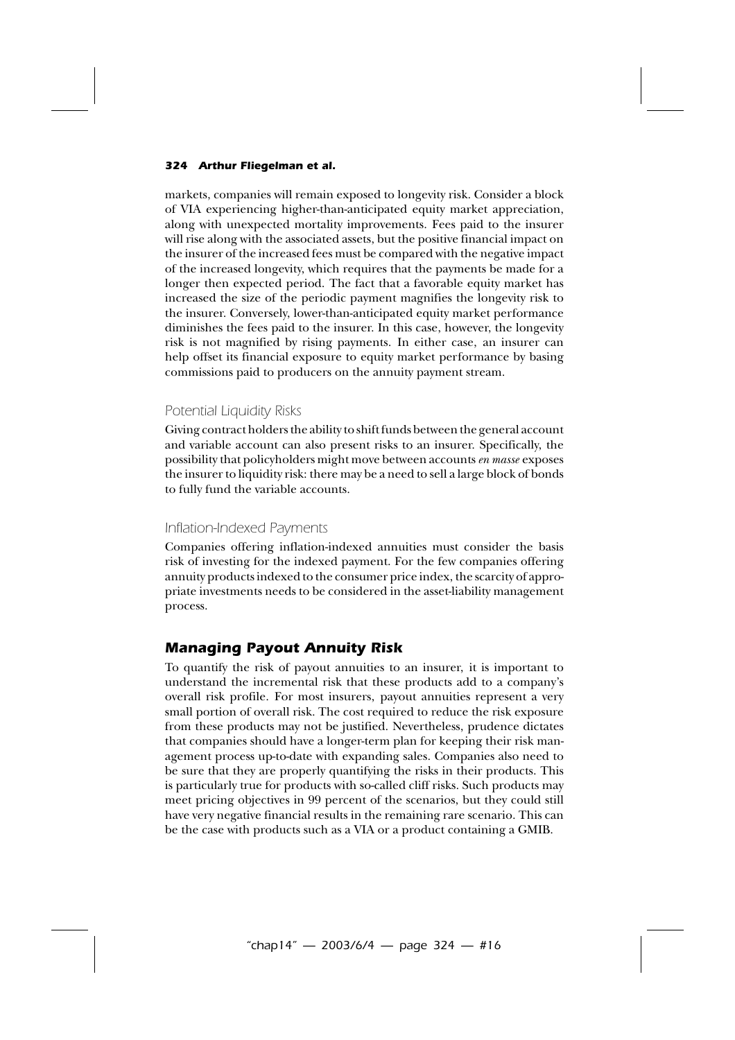markets, companies will remain exposed to longevity risk. Consider a block of VIA experiencing higher-than-anticipated equity market appreciation, along with unexpected mortality improvements. Fees paid to the insurer will rise along with the associated assets, but the positive financial impact on the insurer of the increased fees must be compared with the negative impact of the increased longevity, which requires that the payments be made for a longer then expected period. The fact that a favorable equity market has increased the size of the periodic payment magnifies the longevity risk to the insurer. Conversely, lower-than-anticipated equity market performance diminishes the fees paid to the insurer. In this case, however, the longevity risk is not magnified by rising payments. In either case, an insurer can help offset its financial exposure to equity market performance by basing commissions paid to producers on the annuity payment stream.

### Potential Liquidity Risks

Giving contract holders the ability to shift funds between the general account and variable account can also present risks to an insurer. Specifically, the possibility that policyholders might move between accounts *en masse* exposes the insurer to liquidity risk: there may be a need to sell a large block of bonds to fully fund the variable accounts.

### Inflation-Indexed Payments

Companies offering inflation-indexed annuities must consider the basis risk of investing for the indexed payment. For the few companies offering annuity products indexed to the consumer price index, the scarcity of appropriate investments needs to be considered in the asset-liability management process.

## Managing Payout Annuity Risk

To quantify the risk of payout annuities to an insurer, it is important to understand the incremental risk that these products add to a company's overall risk profile. For most insurers, payout annuities represent a very small portion of overall risk. The cost required to reduce the risk exposure from these products may not be justified. Nevertheless, prudence dictates that companies should have a longer-term plan for keeping their risk management process up-to-date with expanding sales. Companies also need to be sure that they are properly quantifying the risks in their products. This is particularly true for products with so-called cliff risks. Such products may meet pricing objectives in 99 percent of the scenarios, but they could still have very negative financial results in the remaining rare scenario. This can be the case with products such as a VIA or a product containing a GMIB.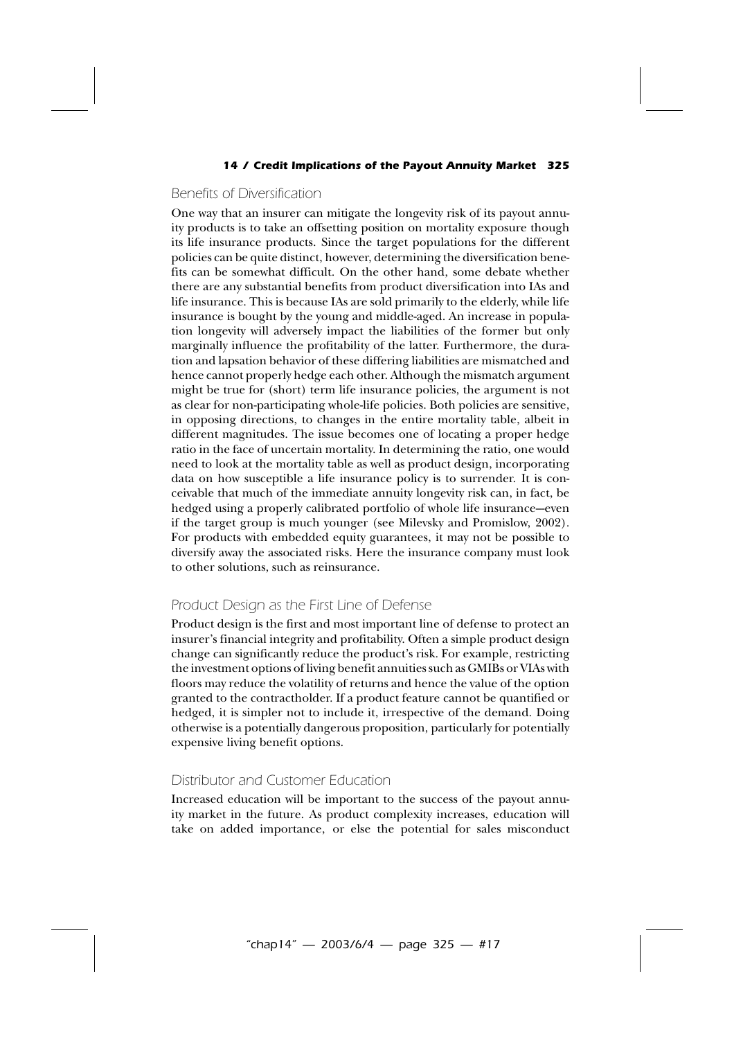## Benefits of Diversification

One way that an insurer can mitigate the longevity risk of its payout annuity products is to take an offsetting position on mortality exposure though its life insurance products. Since the target populations for the different policies can be quite distinct, however, determining the diversification benefits can be somewhat difficult. On the other hand, some debate whether there are any substantial benefits from product diversification into IAs and life insurance. This is because IAs are sold primarily to the elderly, while life insurance is bought by the young and middle-aged. An increase in population longevity will adversely impact the liabilities of the former but only marginally influence the profitability of the latter. Furthermore, the duration and lapsation behavior of these differing liabilities are mismatched and hence cannot properly hedge each other. Although the mismatch argument might be true for (short) term life insurance policies, the argument is not as clear for non-participating whole-life policies. Both policies are sensitive, in opposing directions, to changes in the entire mortality table, albeit in different magnitudes. The issue becomes one of locating a proper hedge ratio in the face of uncertain mortality. In determining the ratio, one would need to look at the mortality table as well as product design, incorporating data on how susceptible a life insurance policy is to surrender. It is conceivable that much of the immediate annuity longevity risk can, in fact, be hedged using a properly calibrated portfolio of whole life insurance—even if the target group is much younger (see Milevsky and Promislow, 2002). For products with embedded equity guarantees, it may not be possible to diversify away the associated risks. Here the insurance company must look to other solutions, such as reinsurance.

## Product Design as the First Line of Defense

Product design is the first and most important line of defense to protect an insurer's financial integrity and profitability. Often a simple product design change can significantly reduce the product's risk. For example, restricting the investment options of living benefit annuities such as GMIBs or VIAs with floors may reduce the volatility of returns and hence the value of the option granted to the contractholder. If a product feature cannot be quantified or hedged, it is simpler not to include it, irrespective of the demand. Doing otherwise is a potentially dangerous proposition, particularly for potentially expensive living benefit options.

## Distributor and Customer Education

Increased education will be important to the success of the payout annuity market in the future. As product complexity increases, education will take on added importance, or else the potential for sales misconduct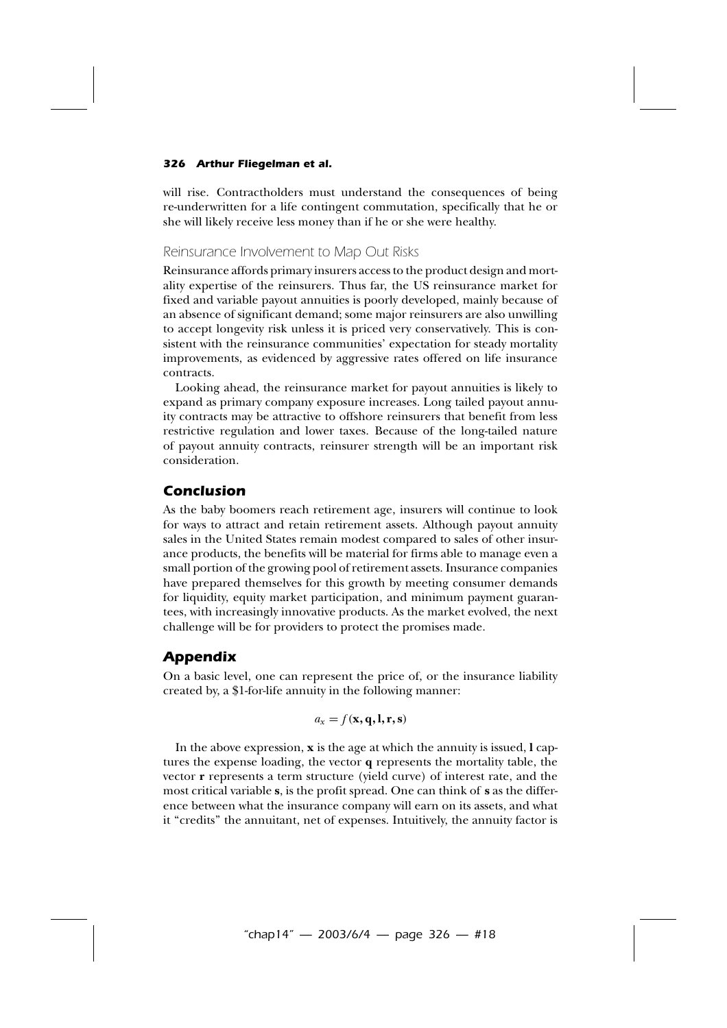will rise. Contractholders must understand the consequences of being re-underwritten for a life contingent commutation, specifically that he or she will likely receive less money than if he or she were healthy.

### Reinsurance Involvement to Map Out Risks

Reinsurance affords primary insurers access to the product design and mortality expertise of the reinsurers. Thus far, the US reinsurance market for fixed and variable payout annuities is poorly developed, mainly because of an absence of significant demand; some major reinsurers are also unwilling to accept longevity risk unless it is priced very conservatively. This is consistent with the reinsurance communities' expectation for steady mortality improvements, as evidenced by aggressive rates offered on life insurance contracts.

Looking ahead, the reinsurance market for payout annuities is likely to expand as primary company exposure increases. Long tailed payout annuity contracts may be attractive to offshore reinsurers that benefit from less restrictive regulation and lower taxes. Because of the long-tailed nature of payout annuity contracts, reinsurer strength will be an important risk consideration.

## Conclusion

As the baby boomers reach retirement age, insurers will continue to look for ways to attract and retain retirement assets. Although payout annuity sales in the United States remain modest compared to sales of other insurance products, the benefits will be material for firms able to manage even a small portion of the growing pool of retirement assets. Insurance companies have prepared themselves for this growth by meeting consumer demands for liquidity, equity market participation, and minimum payment guarantees, with increasingly innovative products. As the market evolved, the next challenge will be for providers to protect the promises made.

## Appendix

On a basic level, one can represent the price of, or the insurance liability created by, a \$1-for-life annuity in the following manner:

$$a_x = f(\mathbf{x}, \mathbf{q}, \mathbf{l}, \mathbf{r}, \mathbf{s})$$

In the above expression, $\mathbf{x}$ is the age at which the annuity is issued, $\mathbf{l}$ captures the expense loading, the vector $\mathbf{q}$ represents the mortality table, the vector $\mathbf{r}$ represents a term structure (yield curve) of interest rate, and the most critical variable $\mathbf{s}$, is the profit spread. One can think of $\mathbf{s}$ as the difference between what the insurance company will earn on its assets, and what it "credits" the annuitant, net of expenses. Intuitively, the annuity factor is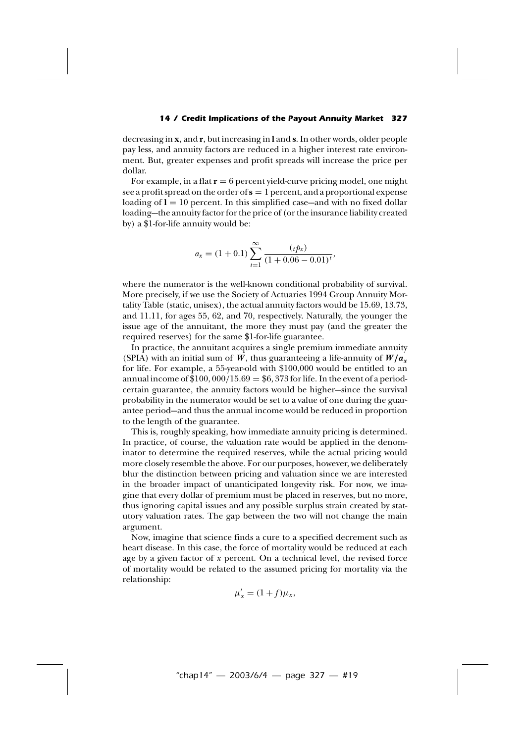decreasing in **x**, and **r**, but increasing in **l** and **s**. In other words, older people pay less, and annuity factors are reduced in a higher interest rate environment. But, greater expenses and profit spreads will increase the price per dollar.

For example, in a flat $\mathbf{r} = 6$ percent yield-curve pricing model, one might see a profit spread on the order of $\mathbf{s} = 1$ percent, and a proportional expense loading of $\mathbf{l} = 10$ percent. In this simplified case—and with no fixed dollar loading—the annuity factor for the price of (or the insurance liability created by) a \$1-for-life annuity would be:

$$a_x = (1 + 0.1) \sum_{t=1}^{\infty} \frac{({}_t p_x)}{(1 + 0.06 - 0.01)^t},$$

where the numerator is the well-known conditional probability of survival. More precisely, if we use the Society of Actuaries 1994 Group Annuity Mortality Table (static, unisex), the actual annuity factors would be 15.69, 13.73, and 11.11, for ages 55, 62, and 70, respectively. Naturally, the younger the issue age of the annuitant, the more they must pay (and the greater the required reserves) for the same \$1-for-life guarantee.

In practice, the annuitant acquires a single premium immediate annuity (SPIA) with an initial sum of $W$, thus guaranteeing a life-annuity of $W/a_x$ for life. For example, a 55-year-old with \$100,000 would be entitled to an annual income of $\$100,000/15.69 = \$6,373$ for life. In the event of a period-certain guarantee, the annuity factors would be higher—since the survival probability in the numerator would be set to a value of one during the guarantee period—and thus the annual income would be reduced in proportion to the length of the guarantee.

This is, roughly speaking, how immediate annuity pricing is determined. In practice, of course, the valuation rate would be applied in the denominator to determine the required reserves, while the actual pricing would more closely resemble the above. For our purposes, however, we deliberately blur the distinction between pricing and valuation since we are interested in the broader impact of unanticipated longevity risk. For now, we imagine that every dollar of premium must be placed in reserves, but no more, thus ignoring capital issues and any possible surplus strain created by statutory valuation rates. The gap between the two will not change the main argument.

Now, imagine that science finds a cure to a specified decrement such as heart disease. In this case, the force of mortality would be reduced at each age by a given factor of $x$ percent. On a technical level, the revised force of mortality would be related to the assumed pricing for mortality via the relationship:

$$\mu'_x = (1 + f)\mu_x,$$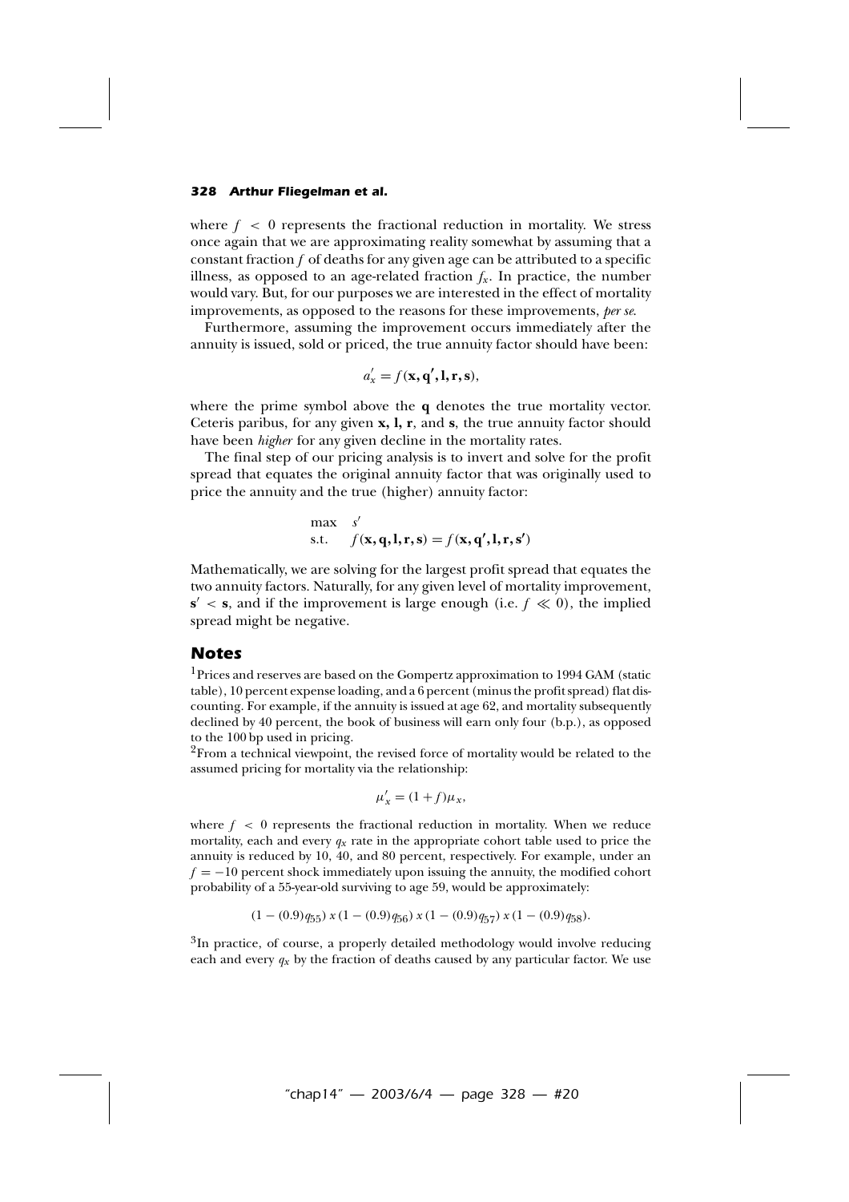where $f < 0$ represents the fractional reduction in mortality. We stress once again that we are approximating reality somewhat by assuming that a constant fraction $f$ of deaths for any given age can be attributed to a specific illness, as opposed to an age-related fraction $f_x$. In practice, the number would vary. But, for our purposes we are interested in the effect of mortality improvements, as opposed to the reasons for these improvements, *per se*.

Furthermore, assuming the improvement occurs immediately after the annuity is issued, sold or priced, the true annuity factor should have been:

$$a'_x = f(\mathbf{x}, \mathbf{q'}, \mathbf{l}, \mathbf{r}, \mathbf{s}),$$

where the prime symbol above the $\mathbf{q}$ denotes the true mortality vector. Ceteris paribus, for any given $\mathbf{x}$, $\mathbf{l}$, $\mathbf{r}$, and $\mathbf{s}$, the true annuity factor should have been *higher* for any given decline in the mortality rates.

The final step of our pricing analysis is to invert and solve for the profit spread that equates the original annuity factor that was originally used to price the annuity and the true (higher) annuity factor:

$$\begin{aligned} &\max \quad s' \\ &\text{s.t.} \quad f(\mathbf{x}, \mathbf{q}, \mathbf{l}, \mathbf{r}, \mathbf{s}) = f(\mathbf{x}, \mathbf{q'}, \mathbf{l}, \mathbf{r}, \mathbf{s'}) \end{aligned}$$

Mathematically, we are solving for the largest profit spread that equates the two annuity factors. Naturally, for any given level of mortality improvement, $\mathbf{s'} < \mathbf{s}$, and if the improvement is large enough (i.e. $f \ll 0$), the implied spread might be negative.

## Notes

[1] Prices and reserves are based on the Gompertz approximation to 1994 GAM (static table), 10 percent expense loading, and a 6 percent (minus the profit spread) flat discounting. For example, if the annuity is issued at age 62, and mortality subsequently declined by 40 percent, the book of business will earn only four (b.p.), as opposed to the 100 bp used in pricing.

[2] From a technical viewpoint, the revised force of mortality would be related to the assumed pricing for mortality via the relationship:

$$\mu'_x = (1 + f)\mu_x,$$

where $f < 0$ represents the fractional reduction in mortality. When we reduce mortality, each and every $q_x$ rate in the appropriate cohort table used to price the annuity is reduced by 10, 40, and 80 percent, respectively. For example, under an $f = -10$ percent shock immediately upon issuing the annuity, the modified cohort probability of a 55-year-old surviving to age 59, would be approximately:

$$(1 - (0.9)q_{55})\ x\ (1 - (0.9)q_{56})\ x\ (1 - (0.9)q_{57})\ x\ (1 - (0.9)q_{58}).$$

[3] In practice, of course, a properly detailed methodology would involve reducing each and every $q_x$ by the fraction of deaths caused by any particular factor. We use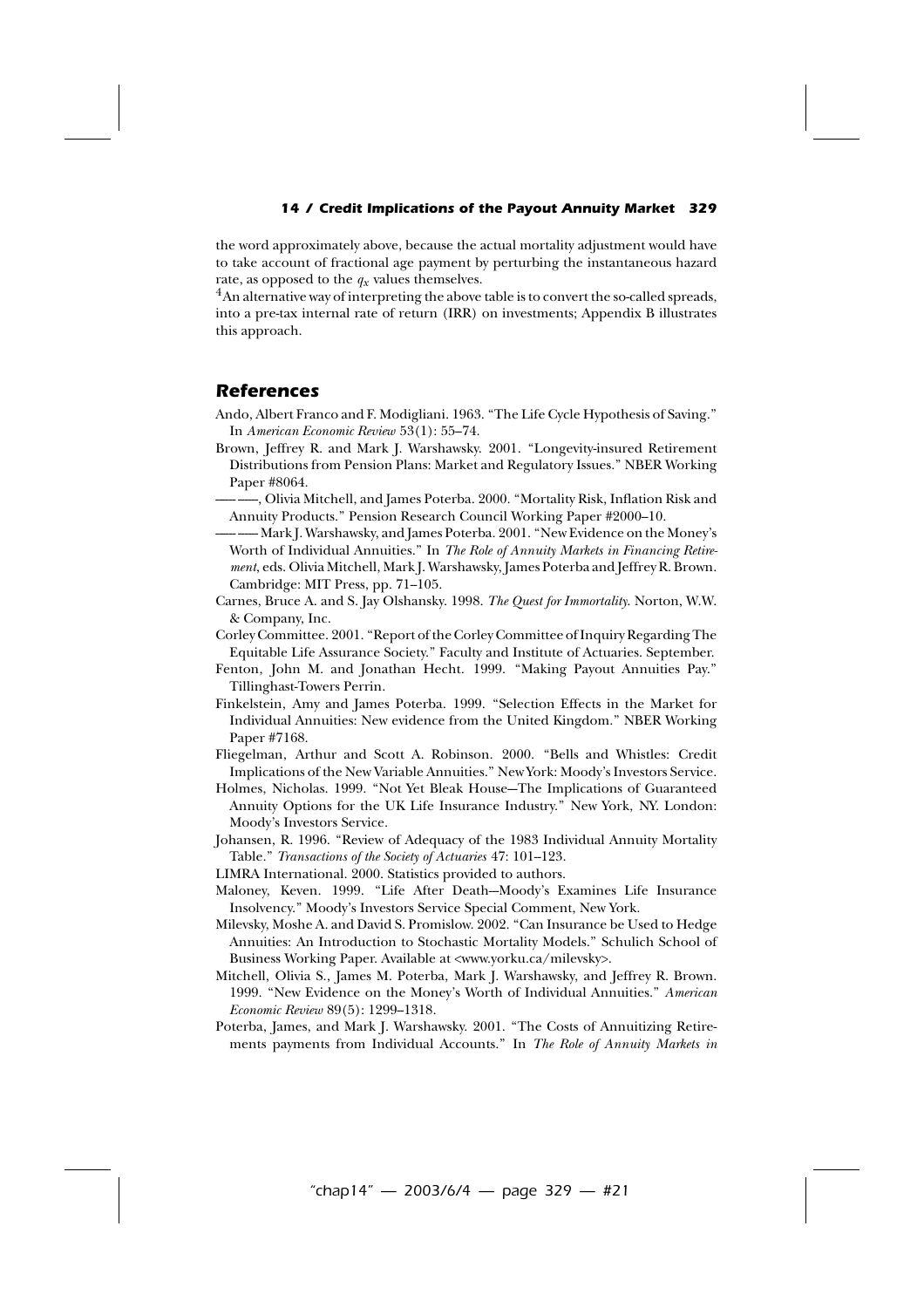the word approximately above, because the actual mortality adjustment would have to take account of fractional age payment by perturbing the instantaneous hazard rate, as opposed to the $q_x$ values themselves.

[4]An alternative way of interpreting the above table is to convert the so-called spreads, into a pre-tax internal rate of return (IRR) on investments; Appendix B illustrates this approach.

## References

Ando, Albert Franco and F. Modigliani. 1963. "The Life Cycle Hypothesis of Saving." In *American Economic Review* 53(1): 55–74.

Brown, Jeffrey R. and Mark J. Warshawsky. 2001. "Longevity-insured Retirement Distributions from Pension Plans: Market and Regulatory Issues." NBER Working Paper #8064.

—— ——, Olivia Mitchell, and James Poterba. 2000. "Mortality Risk, Inflation Risk and Annuity Products." Pension Research Council Working Paper #2000–10.

—— —— Mark J. Warshawsky, and James Poterba. 2001. "New Evidence on the Money's Worth of Individual Annuities." In *The Role of Annuity Markets in Financing Retirement*, eds. Olivia Mitchell, Mark J. Warshawsky, James Poterba and Jeffrey R. Brown. Cambridge: MIT Press, pp. 71–105.

Carnes, Bruce A. and S. Jay Olshansky. 1998. *The Quest for Immortality*. Norton, W.W. & Company, Inc.

Corley Committee. 2001. "Report of the Corley Committee of Inquiry Regarding The Equitable Life Assurance Society." Faculty and Institute of Actuaries. September.

Fenton, John M. and Jonathan Hecht. 1999. "Making Payout Annuities Pay." Tillinghast-Towers Perrin.

Finkelstein, Amy and James Poterba. 1999. "Selection Effects in the Market for Individual Annuities: New evidence from the United Kingdom." NBER Working Paper #7168.

Fliegelman, Arthur and Scott A. Robinson. 2000. "Bells and Whistles: Credit Implications of the New Variable Annuities." New York: Moody's Investors Service.

Holmes, Nicholas. 1999. "Not Yet Bleak House—The Implications of Guaranteed Annuity Options for the UK Life Insurance Industry." New York, NY. London: Moody's Investors Service.

Johansen, R. 1996. "Review of Adequacy of the 1983 Individual Annuity Mortality Table." *Transactions of the Society of Actuaries* 47: 101–123.

LIMRA International. 2000. Statistics provided to authors.

Maloney, Keven. 1999. "Life After Death—Moody's Examines Life Insurance Insolvency." Moody's Investors Service Special Comment, New York.

Milevsky, Moshe A. and David S. Promislow. 2002. "Can Insurance be Used to Hedge Annuities: An Introduction to Stochastic Mortality Models." Schulich School of Business Working Paper. Available at <www.yorku.ca/milevsky>.

Mitchell, Olivia S., James M. Poterba, Mark J. Warshawsky, and Jeffrey R. Brown. 1999. "New Evidence on the Money's Worth of Individual Annuities." *American Economic Review* 89(5): 1299–1318.

Poterba, James, and Mark J. Warshawsky. 2001. "The Costs of Annuitizing Retirements payments from Individual Accounts." In *The Role of Annuity Markets in*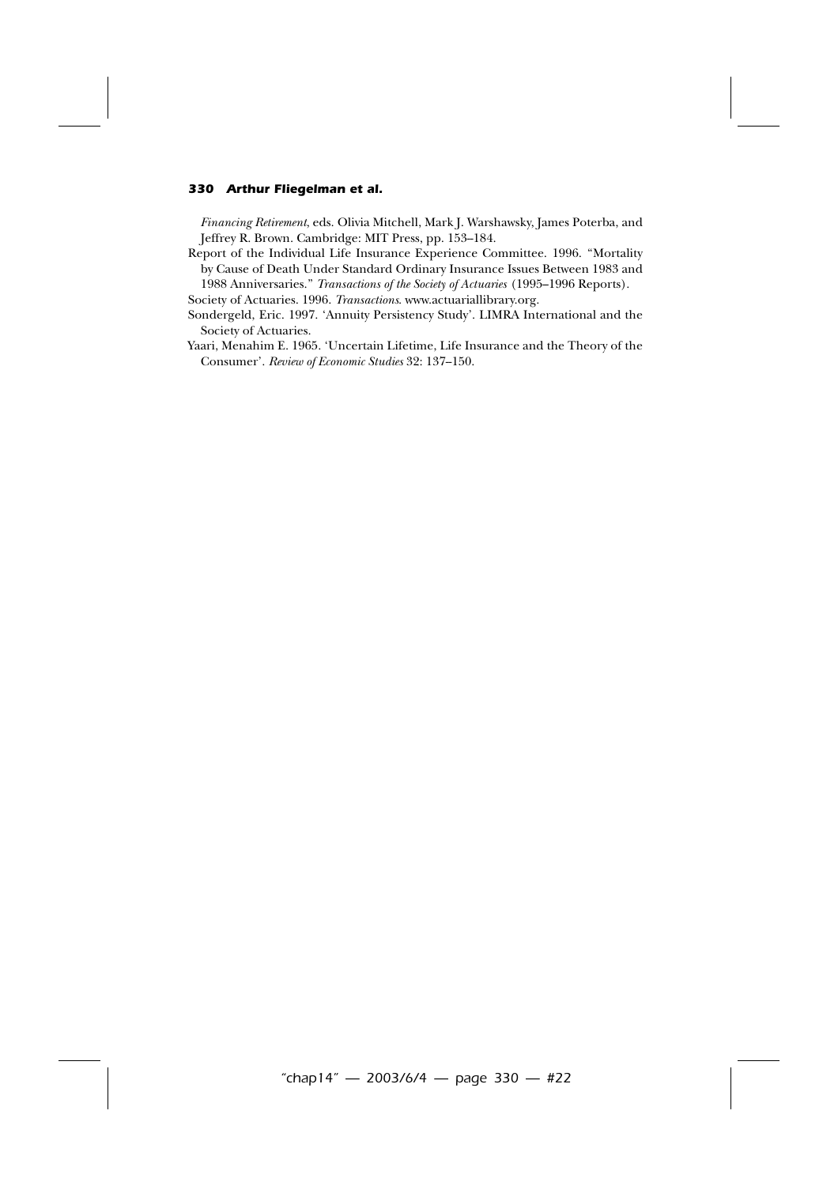*Financing Retirement*, eds. Olivia Mitchell, Mark J. Warshawsky, James Poterba, and Jeffrey R. Brown. Cambridge: MIT Press, pp. 153–184.

Report of the Individual Life Insurance Experience Committee. 1996. "Mortality by Cause of Death Under Standard Ordinary Insurance Issues Between 1983 and 1988 Anniversaries." *Transactions of the Society of Actuaries* (1995–1996 Reports).

Society of Actuaries. 1996. *Transactions*. www.actuariallibrary.org.

Sondergeld, Eric. 1997. 'Annuity Persistency Study'. LIMRA International and the Society of Actuaries.

Yaari, Menahim E. 1965. 'Uncertain Lifetime, Life Insurance and the Theory of the Consumer'. *Review of Economic Studies* 32: 137–150.